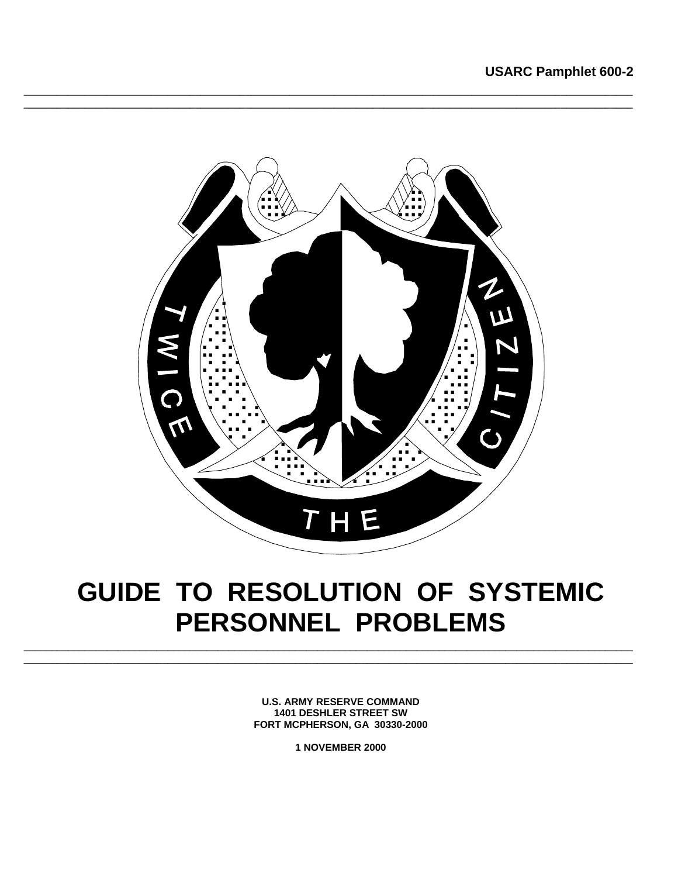USARC Pamphlet 600-2

# GUIDE TO RESOLUTION OF SYSTEMIC PERSONNEL PROBLEMS

**U.S. ARMY RESERVE COMMAND**
**1401 DESHLER STREET SW**
**FORT MCPHERSON, GA 30330-2000**

**1 NOVEMBER 2000**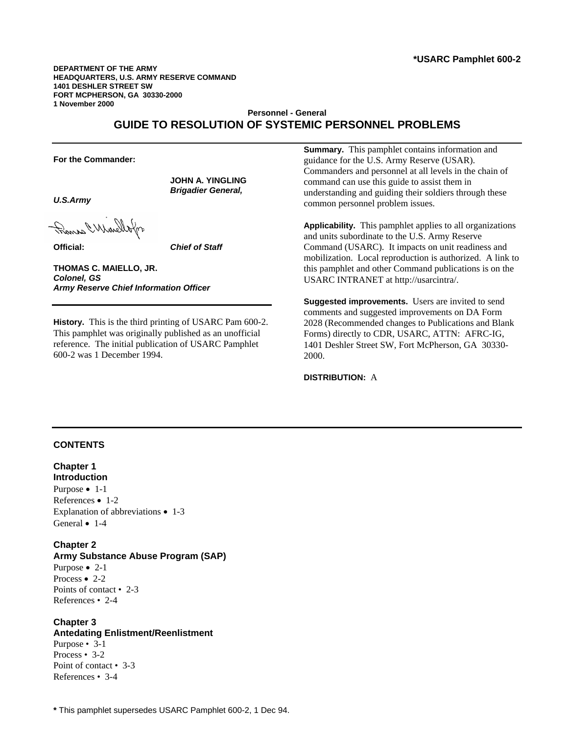*USARC Pamphlet 600-2

**DEPARTMENT OF THE ARMY**
**HEADQUARTERS, U.S. ARMY RESERVE COMMAND**
**1401 DESHLER STREET SW**
**FORT MCPHERSON, GA 30330-2000**
**1 November 2000**

**Personnel - General**

# GUIDE TO RESOLUTION OF SYSTEMIC PERSONNEL PROBLEMS

**For the Commander:**

**JOHN A. YINGLING**
***Brigadier General, U.S.Army***
***Chief of Staff***

**Official:**

**THOMAS C. MAIELLO, JR.**
***Colonel, GS***
***Army Reserve Chief Information Officer***

**History.** This is the third printing of USARC Pam 600-2. This pamphlet was originally published as an unofficial reference. The initial publication of USARC Pamphlet 600-2 was 1 December 1994.

**Summary.** This pamphlet contains information and guidance for the U.S. Army Reserve (USAR). Commanders and personnel at all levels in the chain of command can use this guide to assist them in understanding and guiding their soldiers through these common personnel problem issues.

**Applicability.** This pamphlet applies to all organizations and units subordinate to the U.S. Army Reserve Command (USARC). It impacts on unit readiness and mobilization. Local reproduction is authorized. A link to this pamphlet and other Command publications is on the USARC INTRANET at http://usarcintra/.

**Suggested improvements.** Users are invited to send comments and suggested improvements on DA Form 2028 (Recommended changes to Publications and Blank Forms) directly to CDR, USARC, ATTN: AFRC-IG, 1401 Deshler Street SW, Fort McPherson, GA 30330-2000.

**DISTRIBUTION:** A

## CONTENTS

**Chapter 1**
**Introduction**
Purpose • 1-1
References • 1-2
Explanation of abbreviations • 1-3
General • 1-4

**Chapter 2**
**Army Substance Abuse Program (SAP)**
Purpose • 2-1
Process • 2-2
Points of contact • 2-3
References • 2-4

**Chapter 3**
**Antedating Enlistment/Reenlistment**
Purpose • 3-1
Process • 3-2
Point of contact • 3-3
References • 3-4

**\*** This pamphlet supersedes USARC Pamphlet 600-2, 1 Dec 94.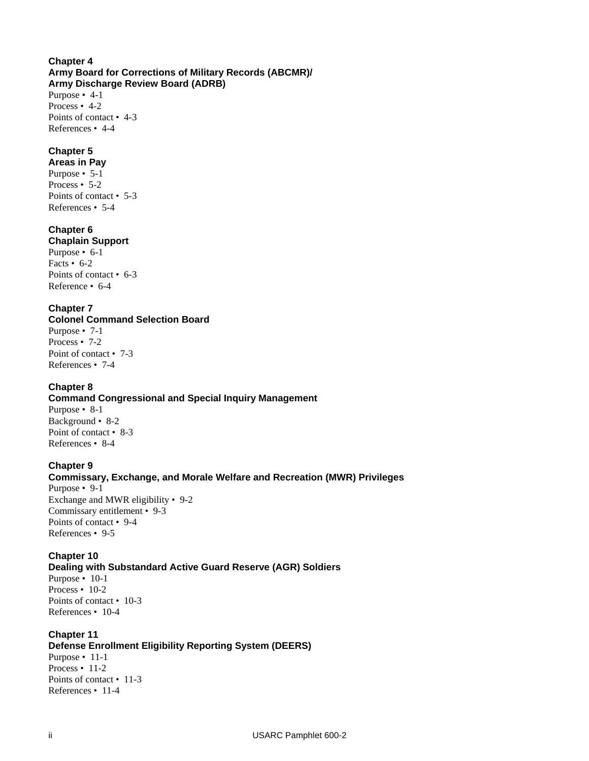**Chapter 4**
**Army Board for Corrections of Military Records (ABCMR)/**
**Army Discharge Review Board (ADRB)**

Purpose • 4-1
Process • 4-2
Points of contact • 4-3
References • 4-4

**Chapter 5**
**Areas in Pay**

Purpose • 5-1
Process • 5-2
Points of contact • 5-3
References • 5-4

**Chapter 6**
**Chaplain Support**

Purpose • 6-1
Facts • 6-2
Points of contact • 6-3
Reference • 6-4

**Chapter 7**
**Colonel Command Selection Board**

Purpose • 7-1
Process • 7-2
Point of contact • 7-3
References • 7-4

**Chapter 8**
**Command Congressional and Special Inquiry Management**

Purpose • 8-1
Background • 8-2
Point of contact • 8-3
References • 8-4

**Chapter 9**
**Commissary, Exchange, and Morale Welfare and Recreation (MWR) Privileges**

Purpose • 9-1
Exchange and MWR eligibility • 9-2
Commissary entitlement • 9-3
Points of contact • 9-4
References • 9-5

**Chapter 10**
**Dealing with Substandard Active Guard Reserve (AGR) Soldiers**

Purpose • 10-1
Process • 10-2
Points of contact • 10-3
References • 10-4

**Chapter 11**
**Defense Enrollment Eligibility Reporting System (DEERS)**

Purpose • 11-1
Process • 11-2
Points of contact • 11-3
References • 11-4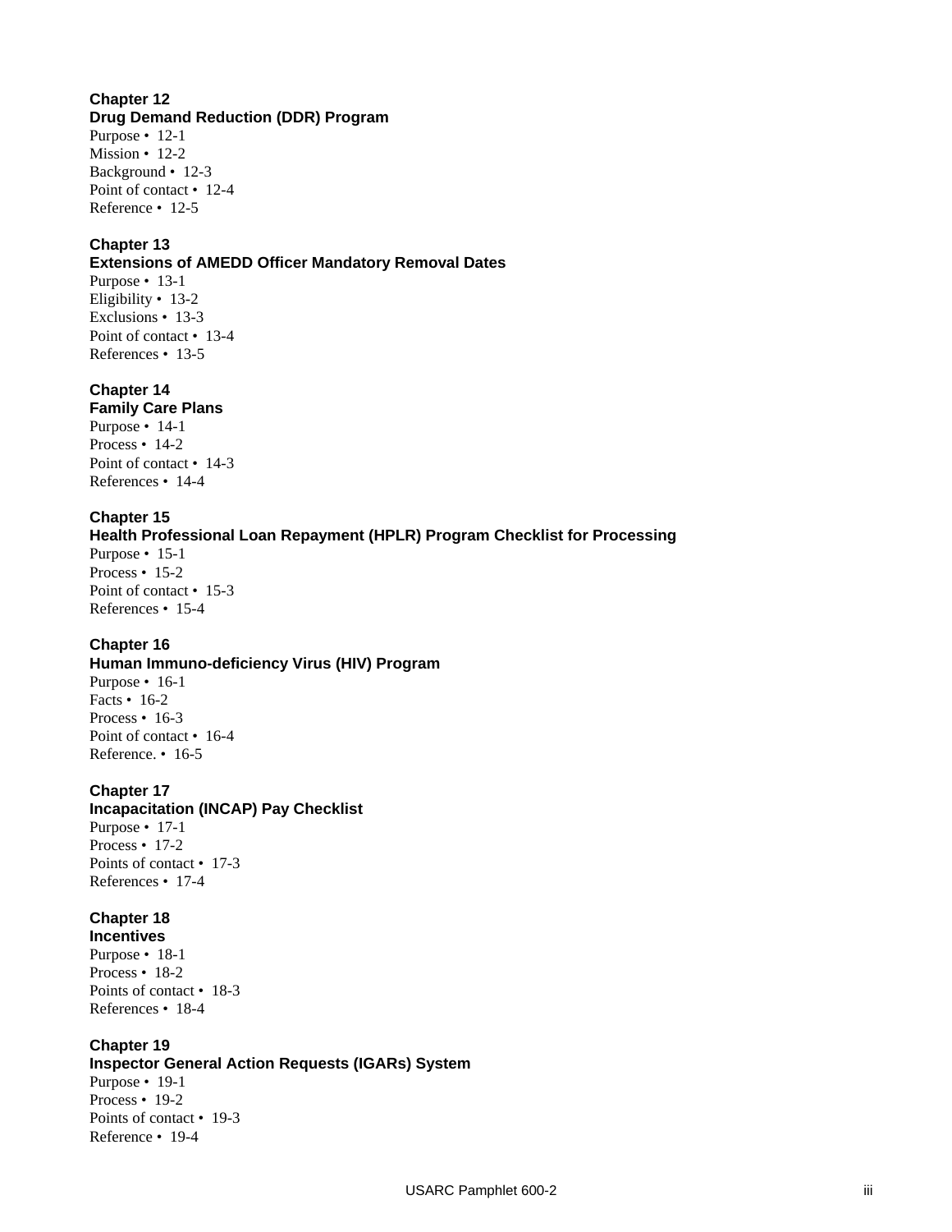**Chapter 12**
**Drug Demand Reduction (DDR) Program**

Purpose • 12-1
Mission • 12-2
Background • 12-3
Point of contact • 12-4
Reference • 12-5

**Chapter 13**
**Extensions of AMEDD Officer Mandatory Removal Dates**

Purpose • 13-1
Eligibility • 13-2
Exclusions • 13-3
Point of contact • 13-4
References • 13-5

**Chapter 14**
**Family Care Plans**

Purpose • 14-1
Process • 14-2
Point of contact • 14-3
References • 14-4

**Chapter 15**
**Health Professional Loan Repayment (HPLR) Program Checklist for Processing**

Purpose • 15-1
Process • 15-2
Point of contact • 15-3
References • 15-4

**Chapter 16**
**Human Immuno-deficiency Virus (HIV) Program**

Purpose • 16-1
Facts • 16-2
Process • 16-3
Point of contact • 16-4
Reference. • 16-5

**Chapter 17**
**Incapacitation (INCAP) Pay Checklist**

Purpose • 17-1
Process • 17-2
Points of contact • 17-3
References • 17-4

**Chapter 18**
**Incentives**

Purpose • 18-1
Process • 18-2
Points of contact • 18-3
References • 18-4

**Chapter 19**
**Inspector General Action Requests (IGARs) System**

Purpose • 19-1
Process • 19-2
Points of contact • 19-3
Reference • 19-4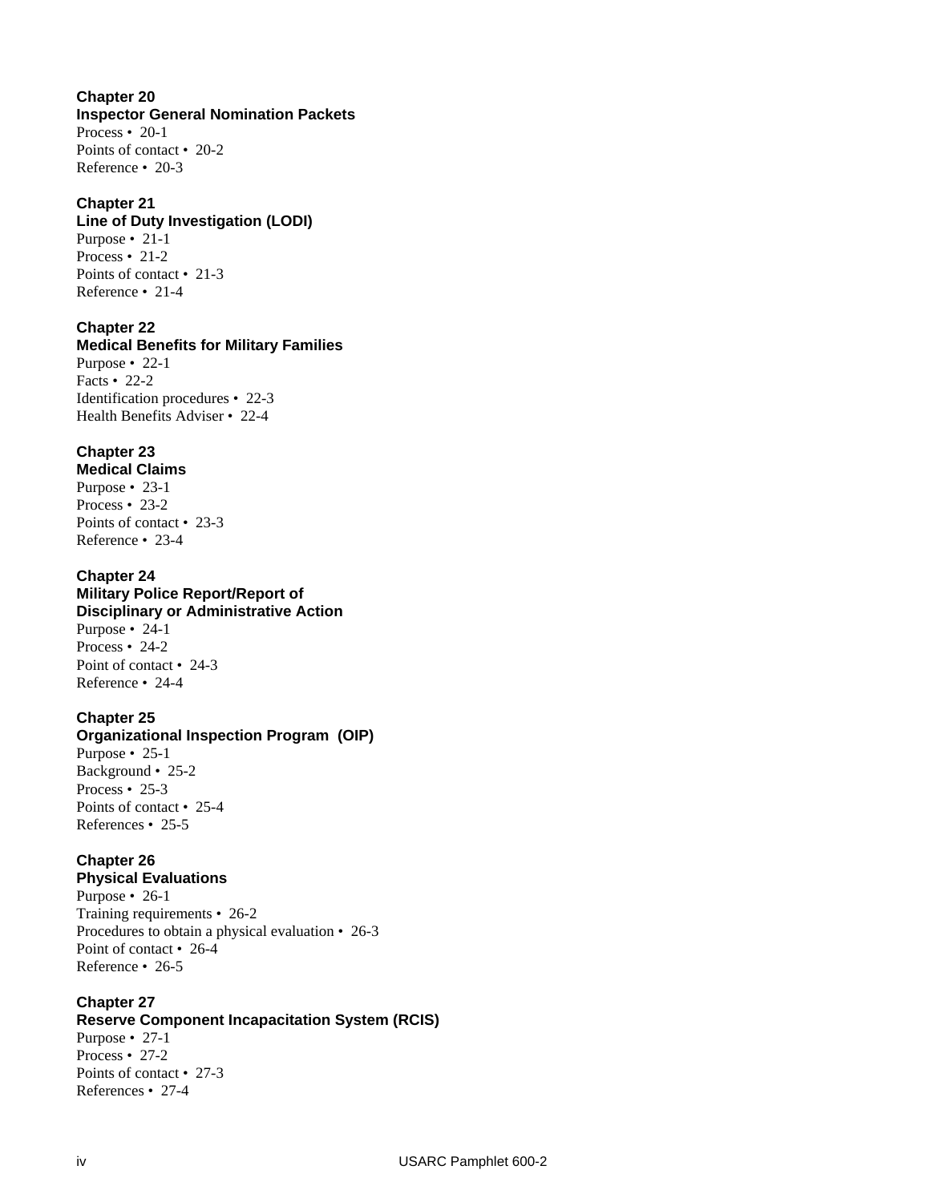**Chapter 20**
**Inspector General Nomination Packets**
Process • 20-1
Points of contact • 20-2
Reference • 20-3

**Chapter 21**
**Line of Duty Investigation (LODI)**
Purpose • 21-1
Process • 21-2
Points of contact • 21-3
Reference • 21-4

**Chapter 22**
**Medical Benefits for Military Families**
Purpose • 22-1
Facts • 22-2
Identification procedures • 22-3
Health Benefits Adviser • 22-4

**Chapter 23**
**Medical Claims**
Purpose • 23-1
Process • 23-2
Points of contact • 23-3
Reference • 23-4

**Chapter 24**
**Military Police Report/Report of Disciplinary or Administrative Action**
Purpose • 24-1
Process • 24-2
Point of contact • 24-3
Reference • 24-4

**Chapter 25**
**Organizational Inspection Program (OIP)**
Purpose • 25-1
Background • 25-2
Process • 25-3
Points of contact • 25-4
References • 25-5

**Chapter 26**
**Physical Evaluations**
Purpose • 26-1
Training requirements • 26-2
Procedures to obtain a physical evaluation • 26-3
Point of contact • 26-4
Reference • 26-5

**Chapter 27**
**Reserve Component Incapacitation System (RCIS)**
Purpose • 27-1
Process • 27-2
Points of contact • 27-3
References • 27-4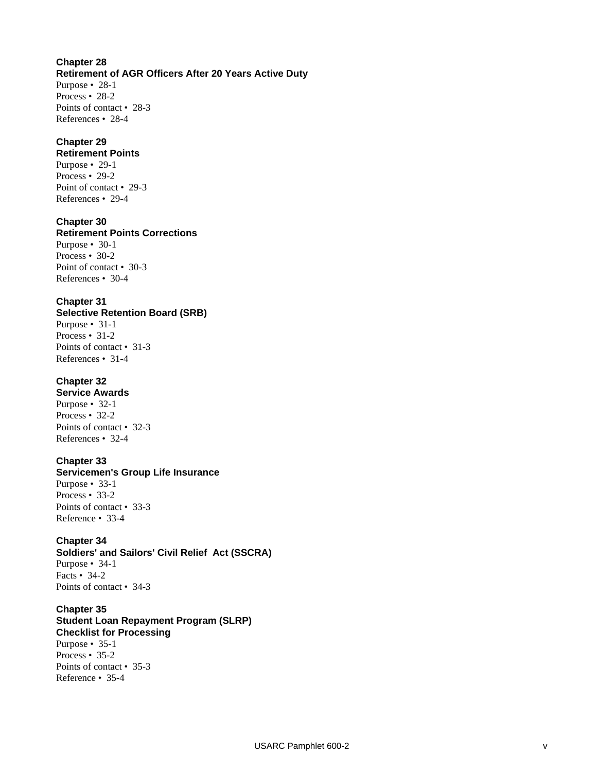**Chapter 28**
**Retirement of AGR Officers After 20 Years Active Duty**
Purpose • 28-1
Process • 28-2
Points of contact • 28-3
References • 28-4

**Chapter 29**
**Retirement Points**
Purpose • 29-1
Process • 29-2
Point of contact • 29-3
References • 29-4

**Chapter 30**
**Retirement Points Corrections**
Purpose • 30-1
Process • 30-2
Point of contact • 30-3
References • 30-4

**Chapter 31**
**Selective Retention Board (SRB)**
Purpose • 31-1
Process • 31-2
Points of contact • 31-3
References • 31-4

**Chapter 32**
**Service Awards**
Purpose • 32-1
Process • 32-2
Points of contact • 32-3
References • 32-4

**Chapter 33**
**Servicemen's Group Life Insurance**
Purpose • 33-1
Process • 33-2
Points of contact • 33-3
Reference • 33-4

**Chapter 34**
**Soldiers' and Sailors' Civil Relief Act (SSCRA)**
Purpose • 34-1
Facts • 34-2
Points of contact • 34-3

**Chapter 35**
**Student Loan Repayment Program (SLRP)**
**Checklist for Processing**
Purpose • 35-1
Process • 35-2
Points of contact • 35-3
Reference • 35-4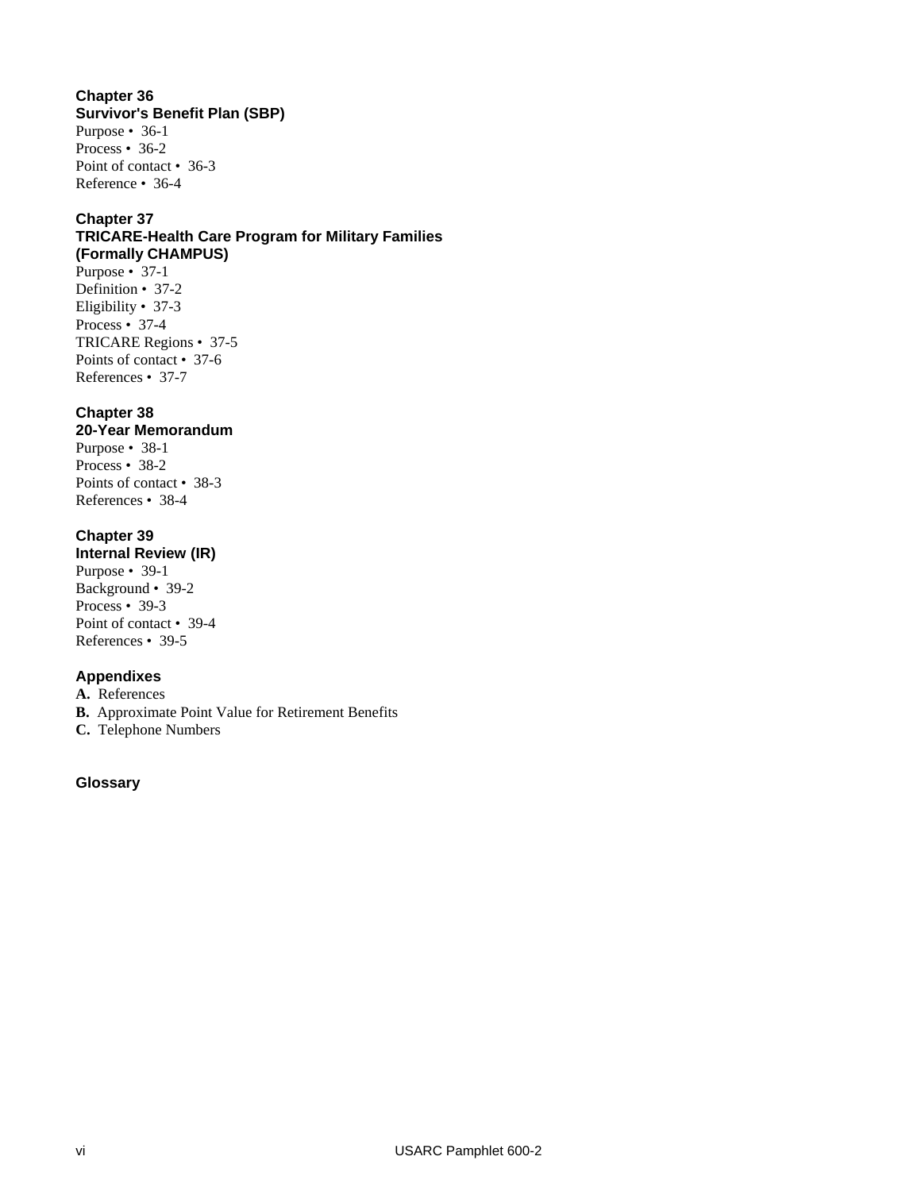**Chapter 36**
**Survivor's Benefit Plan (SBP)**
Purpose • 36-1
Process • 36-2
Point of contact • 36-3
Reference • 36-4

**Chapter 37**
**TRICARE-Health Care Program for Military Families (Formally CHAMPUS)**
Purpose • 37-1
Definition • 37-2
Eligibility • 37-3
Process • 37-4
TRICARE Regions • 37-5
Points of contact • 37-6
References • 37-7

**Chapter 38**
**20-Year Memorandum**
Purpose • 38-1
Process • 38-2
Points of contact • 38-3
References • 38-4

**Chapter 39**
**Internal Review (IR)**
Purpose • 39-1
Background • 39-2
Process • 39-3
Point of contact • 39-4
References • 39-5

**Appendixes**
**A.** References
**B.** Approximate Point Value for Retirement Benefits
**C.** Telephone Numbers

**Glossary**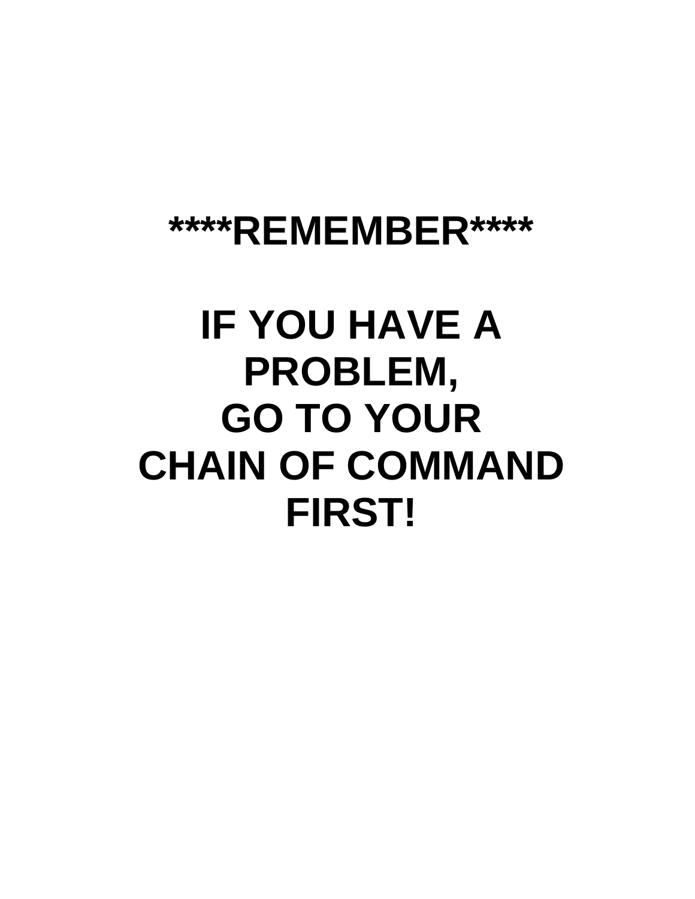# ****REMEMBER****

# IF YOU HAVE A PROBLEM, GO TO YOUR CHAIN OF COMMAND FIRST!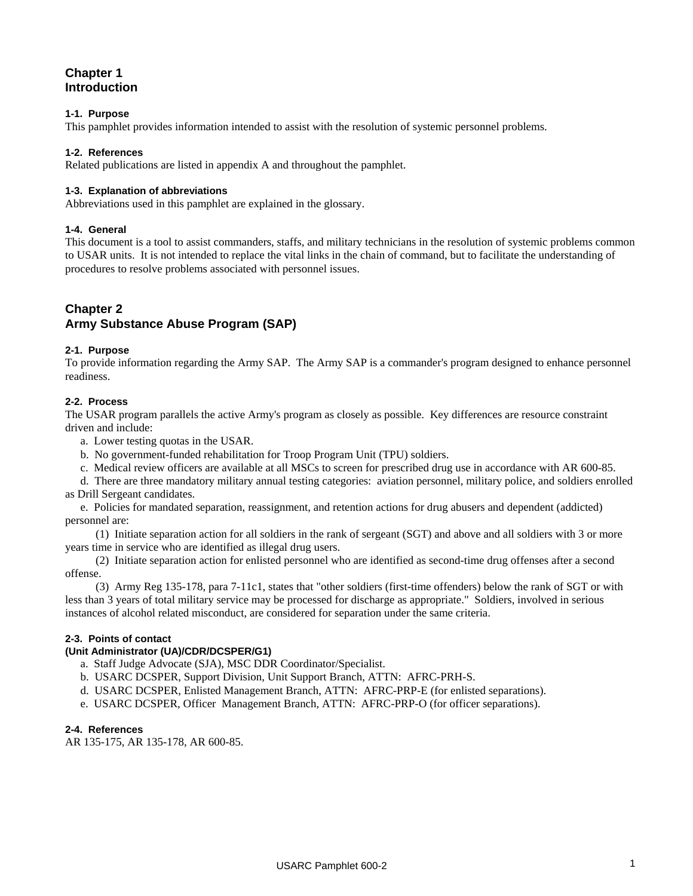# Chapter 1
# Introduction

### 1-1. Purpose

This pamphlet provides information intended to assist with the resolution of systemic personnel problems.

### 1-2. References

Related publications are listed in appendix A and throughout the pamphlet.

### 1-3. Explanation of abbreviations

Abbreviations used in this pamphlet are explained in the glossary.

### 1-4. General

This document is a tool to assist commanders, staffs, and military technicians in the resolution of systemic problems common to USAR units. It is not intended to replace the vital links in the chain of command, but to facilitate the understanding of procedures to resolve problems associated with personnel issues.

# Chapter 2
# Army Substance Abuse Program (SAP)

### 2-1. Purpose

To provide information regarding the Army SAP. The Army SAP is a commander's program designed to enhance personnel readiness.

### 2-2. Process

The USAR program parallels the active Army's program as closely as possible. Key differences are resource constraint driven and include:

a. Lower testing quotas in the USAR.

b. No government-funded rehabilitation for Troop Program Unit (TPU) soldiers.

c. Medical review officers are available at all MSCs to screen for prescribed drug use in accordance with AR 600-85.

d. There are three mandatory military annual testing categories: aviation personnel, military police, and soldiers enrolled as Drill Sergeant candidates.

e. Policies for mandated separation, reassignment, and retention actions for drug abusers and dependent (addicted) personnel are:

(1) Initiate separation action for all soldiers in the rank of sergeant (SGT) and above and all soldiers with 3 or more years time in service who are identified as illegal drug users.

(2) Initiate separation action for enlisted personnel who are identified as second-time drug offenses after a second offense.

(3) Army Reg 135-178, para 7-11c1, states that "other soldiers (first-time offenders) below the rank of SGT or with less than 3 years of total military service may be processed for discharge as appropriate." Soldiers, involved in serious instances of alcohol related misconduct, are considered for separation under the same criteria.

### 2-3. Points of contact
**(Unit Administrator (UA)/CDR/DCSPER/G1)**

a. Staff Judge Advocate (SJA), MSC DDR Coordinator/Specialist.

b. USARC DCSPER, Support Division, Unit Support Branch, ATTN: AFRC-PRH-S.

d. USARC DCSPER, Enlisted Management Branch, ATTN: AFRC-PRP-E (for enlisted separations).

e. USARC DCSPER, Officer Management Branch, ATTN: AFRC-PRP-O (for officer separations).

### 2-4. References

AR 135-175, AR 135-178, AR 600-85.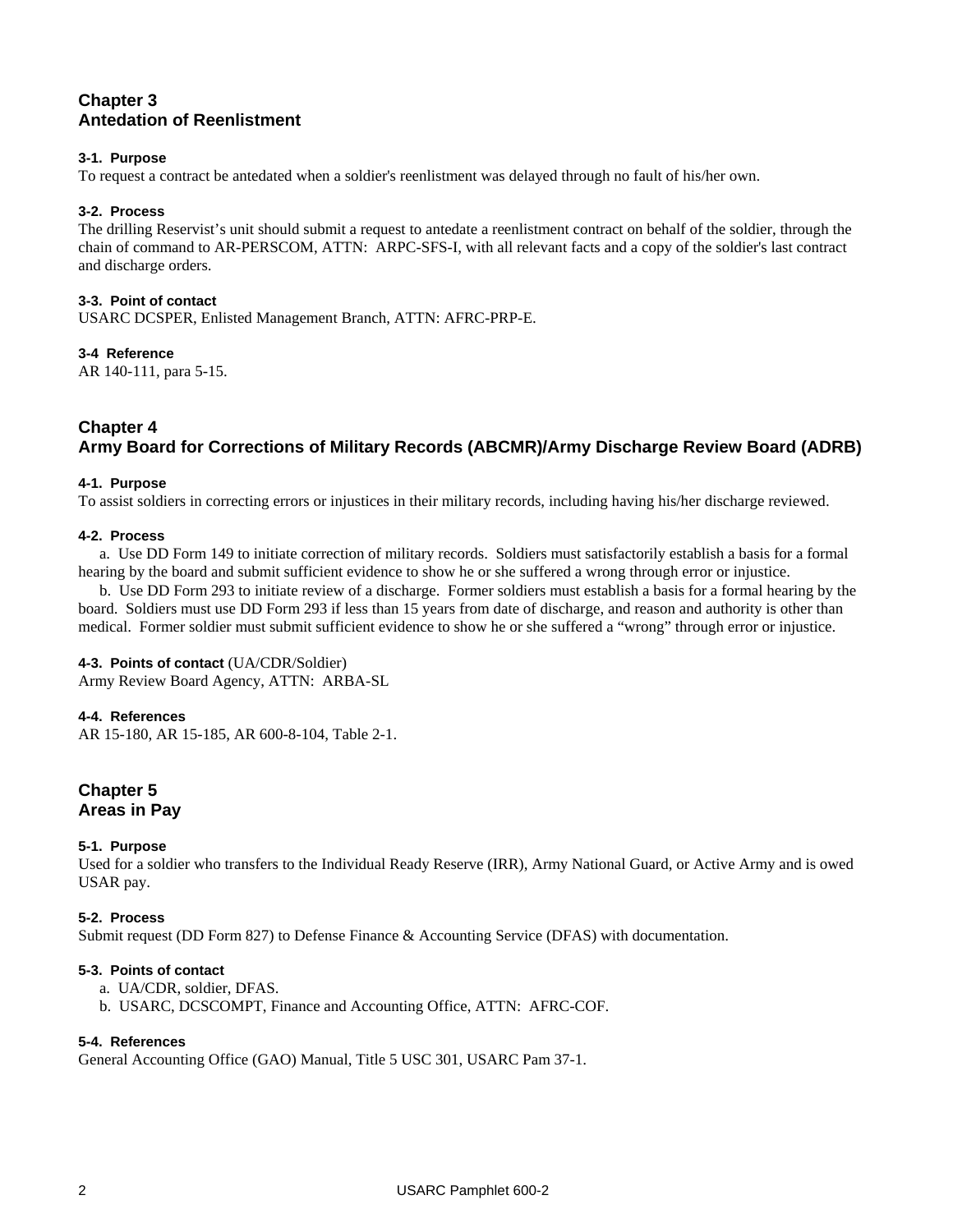## Chapter 3
## Antedation of Reenlistment

**3-1. Purpose**

To request a contract be antedated when a soldier's reenlistment was delayed through no fault of his/her own.

**3-2. Process**

The drilling Reservist's unit should submit a request to antedate a reenlistment contract on behalf of the soldier, through the chain of command to AR-PERSCOM, ATTN: ARPC-SFS-I, with all relevant facts and a copy of the soldier's last contract and discharge orders.

**3-3. Point of contact**

USARC DCSPER, Enlisted Management Branch, ATTN: AFRC-PRP-E.

**3-4 Reference**

AR 140-111, para 5-15.

## Chapter 4
## Army Board for Corrections of Military Records (ABCMR)/Army Discharge Review Board (ADRB)

**4-1. Purpose**

To assist soldiers in correcting errors or injustices in their military records, including having his/her discharge reviewed.

**4-2. Process**

a. Use DD Form 149 to initiate correction of military records. Soldiers must satisfactorily establish a basis for a formal hearing by the board and submit sufficient evidence to show he or she suffered a wrong through error or injustice.

b. Use DD Form 293 to initiate review of a discharge. Former soldiers must establish a basis for a formal hearing by the board. Soldiers must use DD Form 293 if less than 15 years from date of discharge, and reason and authority is other than medical. Former soldier must submit sufficient evidence to show he or she suffered a "wrong" through error or injustice.

**4-3. Points of contact** (UA/CDR/Soldier)

Army Review Board Agency, ATTN: ARBA-SL

**4-4. References**

AR 15-180, AR 15-185, AR 600-8-104, Table 2-1.

## Chapter 5
## Areas in Pay

**5-1. Purpose**

Used for a soldier who transfers to the Individual Ready Reserve (IRR), Army National Guard, or Active Army and is owed USAR pay.

**5-2. Process**

Submit request (DD Form 827) to Defense Finance & Accounting Service (DFAS) with documentation.

**5-3. Points of contact**

a. UA/CDR, soldier, DFAS.

b. USARC, DCSCOMPT, Finance and Accounting Office, ATTN: AFRC-COF.

**5-4. References**

General Accounting Office (GAO) Manual, Title 5 USC 301, USARC Pam 37-1.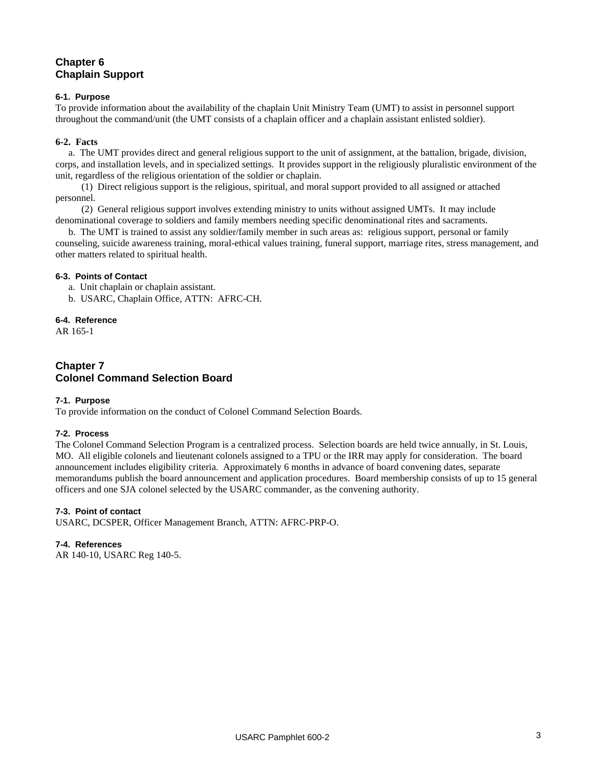## Chapter 6
## Chaplain Support

### 6-1. Purpose
To provide information about the availability of the chaplain Unit Ministry Team (UMT) to assist in personnel support throughout the command/unit (the UMT consists of a chaplain officer and a chaplain assistant enlisted soldier).

### 6-2. Facts
a. The UMT provides direct and general religious support to the unit of assignment, at the battalion, brigade, division, corps, and installation levels, and in specialized settings. It provides support in the religiously pluralistic environment of the unit, regardless of the religious orientation of the soldier or chaplain.

(1) Direct religious support is the religious, spiritual, and moral support provided to all assigned or attached personnel.

(2) General religious support involves extending ministry to units without assigned UMTs. It may include denominational coverage to soldiers and family members needing specific denominational rites and sacraments.

b. The UMT is trained to assist any soldier/family member in such areas as: religious support, personal or family counseling, suicide awareness training, moral-ethical values training, funeral support, marriage rites, stress management, and other matters related to spiritual health.

### 6-3. Points of Contact
a. Unit chaplain or chaplain assistant.

b. USARC, Chaplain Office, ATTN: AFRC-CH.

### 6-4. Reference
AR 165-1

## Chapter 7
## Colonel Command Selection Board

### 7-1. Purpose
To provide information on the conduct of Colonel Command Selection Boards.

### 7-2. Process
The Colonel Command Selection Program is a centralized process. Selection boards are held twice annually, in St. Louis, MO. All eligible colonels and lieutenant colonels assigned to a TPU or the IRR may apply for consideration. The board announcement includes eligibility criteria. Approximately 6 months in advance of board convening dates, separate memorandums publish the board announcement and application procedures. Board membership consists of up to 15 general officers and one SJA colonel selected by the USARC commander, as the convening authority.

### 7-3. Point of contact
USARC, DCSPER, Officer Management Branch, ATTN: AFRC-PRP-O.

### 7-4. References
AR 140-10, USARC Reg 140-5.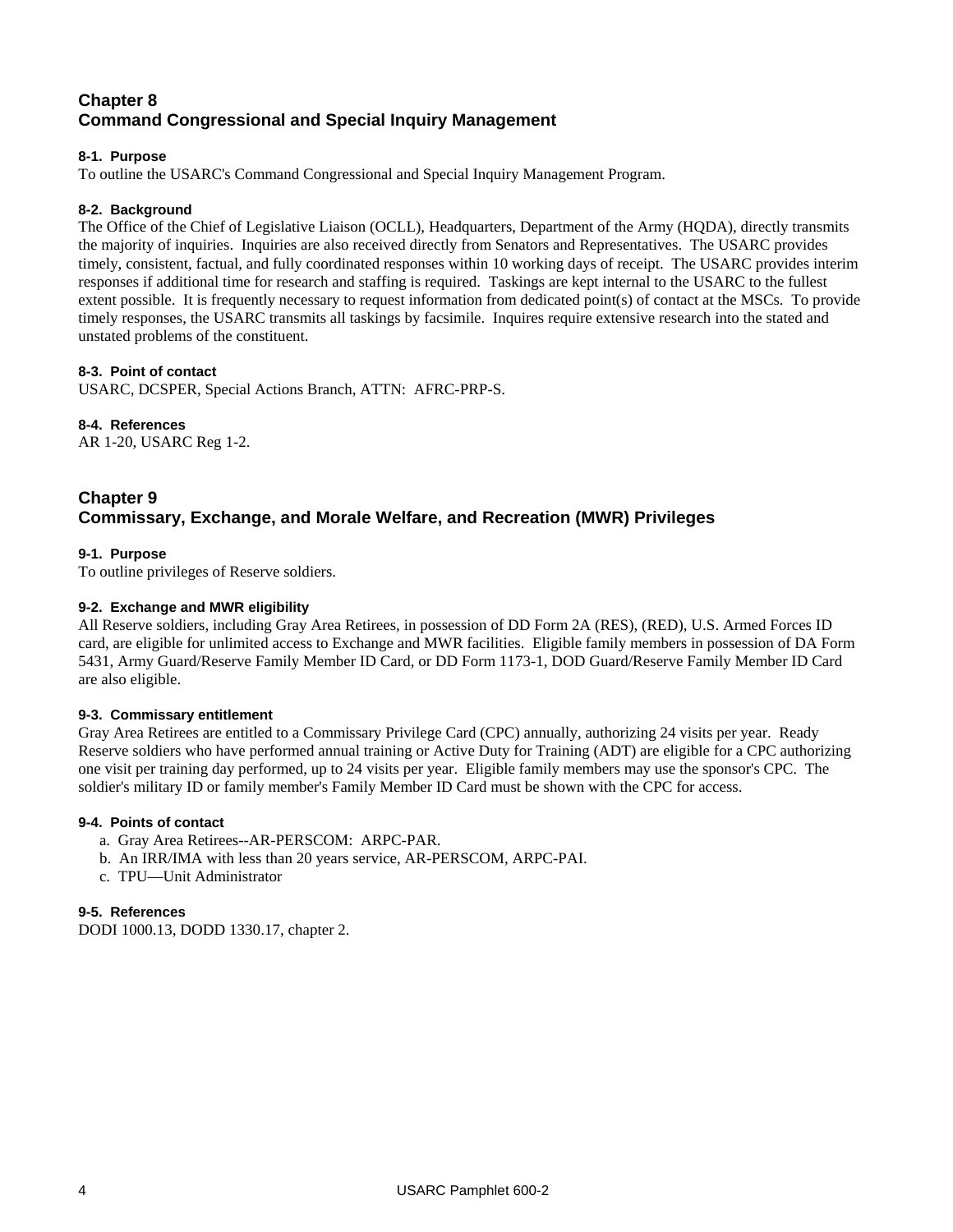## Chapter 8
## Command Congressional and Special Inquiry Management

### 8-1. Purpose
To outline the USARC's Command Congressional and Special Inquiry Management Program.

### 8-2. Background
The Office of the Chief of Legislative Liaison (OCLL), Headquarters, Department of the Army (HQDA), directly transmits the majority of inquiries. Inquiries are also received directly from Senators and Representatives. The USARC provides timely, consistent, factual, and fully coordinated responses within 10 working days of receipt. The USARC provides interim responses if additional time for research and staffing is required. Taskings are kept internal to the USARC to the fullest extent possible. It is frequently necessary to request information from dedicated point(s) of contact at the MSCs. To provide timely responses, the USARC transmits all taskings by facsimile. Inquires require extensive research into the stated and unstated problems of the constituent.

### 8-3. Point of contact
USARC, DCSPER, Special Actions Branch, ATTN: AFRC-PRP-S.

### 8-4. References
AR 1-20, USARC Reg 1-2.

## Chapter 9
## Commissary, Exchange, and Morale Welfare, and Recreation (MWR) Privileges

### 9-1. Purpose
To outline privileges of Reserve soldiers.

### 9-2. Exchange and MWR eligibility
All Reserve soldiers, including Gray Area Retirees, in possession of DD Form 2A (RES), (RED), U.S. Armed Forces ID card, are eligible for unlimited access to Exchange and MWR facilities. Eligible family members in possession of DA Form 5431, Army Guard/Reserve Family Member ID Card, or DD Form 1173-1, DOD Guard/Reserve Family Member ID Card are also eligible.

### 9-3. Commissary entitlement
Gray Area Retirees are entitled to a Commissary Privilege Card (CPC) annually, authorizing 24 visits per year. Ready Reserve soldiers who have performed annual training or Active Duty for Training (ADT) are eligible for a CPC authorizing one visit per training day performed, up to 24 visits per year. Eligible family members may use the sponsor's CPC. The soldier's military ID or family member's Family Member ID Card must be shown with the CPC for access.

### 9-4. Points of contact
a. Gray Area Retirees--AR-PERSCOM: ARPC-PAR.
b. An IRR/IMA with less than 20 years service, AR-PERSCOM, ARPC-PAI.
c. TPU—Unit Administrator

### 9-5. References
DODI 1000.13, DODD 1330.17, chapter 2.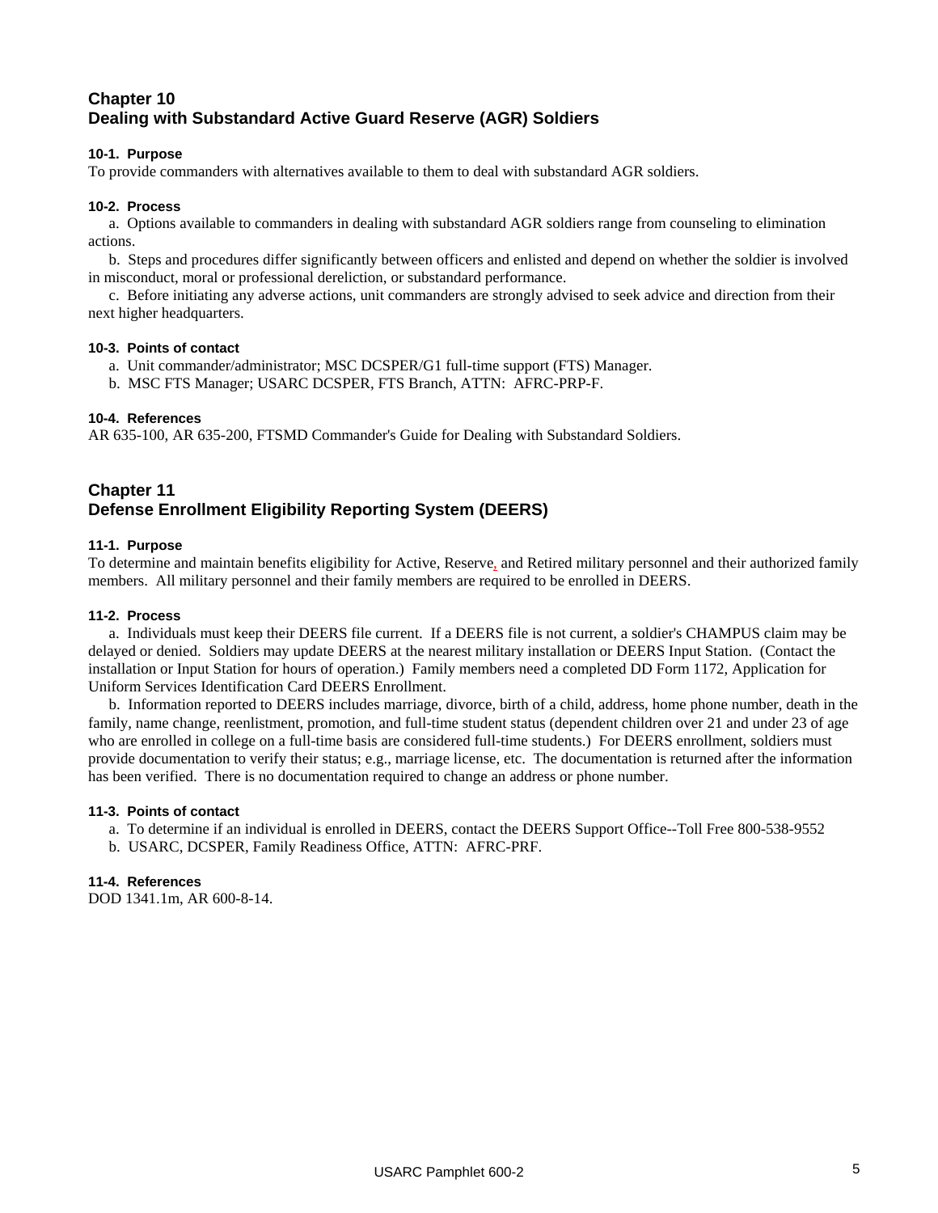## Chapter 10
## Dealing with Substandard Active Guard Reserve (AGR) Soldiers

### 10-1. Purpose
To provide commanders with alternatives available to them to deal with substandard AGR soldiers.

### 10-2. Process
a. Options available to commanders in dealing with substandard AGR soldiers range from counseling to elimination actions.

b. Steps and procedures differ significantly between officers and enlisted and depend on whether the soldier is involved in misconduct, moral or professional dereliction, or substandard performance.

c. Before initiating any adverse actions, unit commanders are strongly advised to seek advice and direction from their next higher headquarters.

### 10-3. Points of contact
a. Unit commander/administrator; MSC DCSPER/G1 full-time support (FTS) Manager.

b. MSC FTS Manager; USARC DCSPER, FTS Branch, ATTN: AFRC-PRP-F.

### 10-4. References
AR 635-100, AR 635-200, FTSMD Commander's Guide for Dealing with Substandard Soldiers.

## Chapter 11
## Defense Enrollment Eligibility Reporting System (DEERS)

### 11-1. Purpose
To determine and maintain benefits eligibility for Active, Reserve, and Retired military personnel and their authorized family members. All military personnel and their family members are required to be enrolled in DEERS.

### 11-2. Process
a. Individuals must keep their DEERS file current. If a DEERS file is not current, a soldier's CHAMPUS claim may be delayed or denied. Soldiers may update DEERS at the nearest military installation or DEERS Input Station. (Contact the installation or Input Station for hours of operation.) Family members need a completed DD Form 1172, Application for Uniform Services Identification Card DEERS Enrollment.

b. Information reported to DEERS includes marriage, divorce, birth of a child, address, home phone number, death in the family, name change, reenlistment, promotion, and full-time student status (dependent children over 21 and under 23 of age who are enrolled in college on a full-time basis are considered full-time students.) For DEERS enrollment, soldiers must provide documentation to verify their status; e.g., marriage license, etc. The documentation is returned after the information has been verified. There is no documentation required to change an address or phone number.

### 11-3. Points of contact
a. To determine if an individual is enrolled in DEERS, contact the DEERS Support Office--Toll Free 800-538-9552

b. USARC, DCSPER, Family Readiness Office, ATTN: AFRC-PRF.

### 11-4. References
DOD 1341.1m, AR 600-8-14.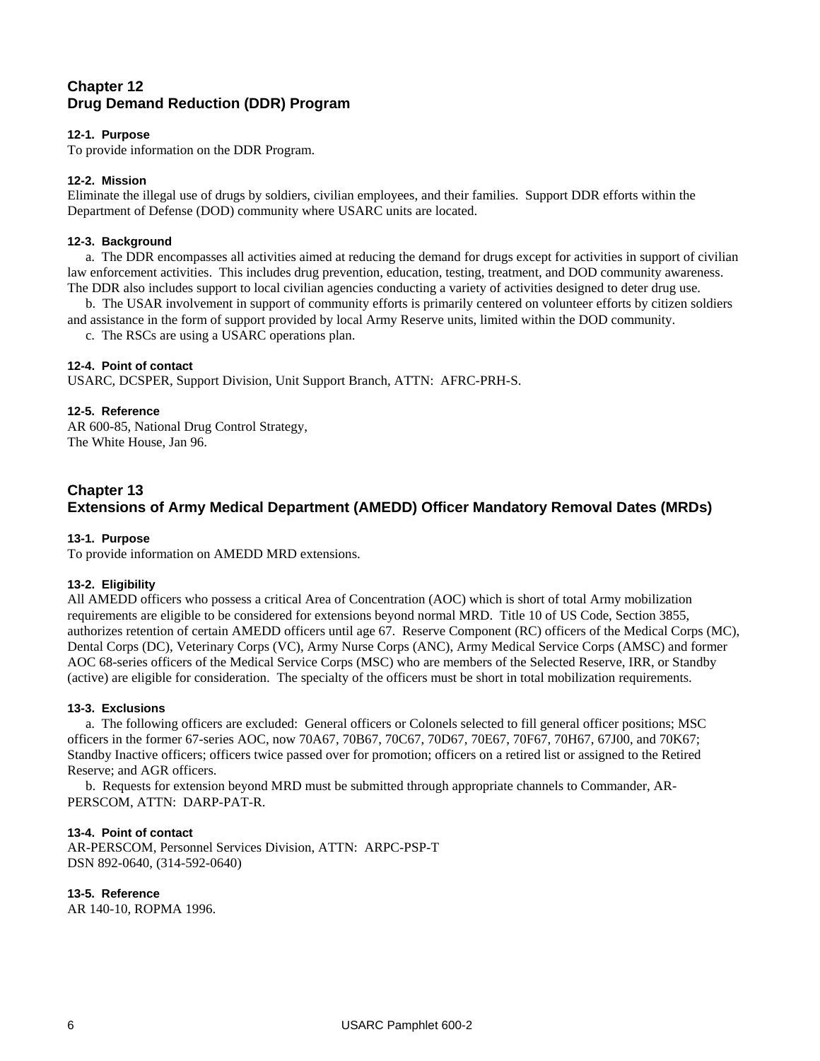## Chapter 12
## Drug Demand Reduction (DDR) Program

### 12-1. Purpose
To provide information on the DDR Program.

### 12-2. Mission
Eliminate the illegal use of drugs by soldiers, civilian employees, and their families. Support DDR efforts within the Department of Defense (DOD) community where USARC units are located.

### 12-3. Background
a. The DDR encompasses all activities aimed at reducing the demand for drugs except for activities in support of civilian law enforcement activities. This includes drug prevention, education, testing, treatment, and DOD community awareness. The DDR also includes support to local civilian agencies conducting a variety of activities designed to deter drug use.

b. The USAR involvement in support of community efforts is primarily centered on volunteer efforts by citizen soldiers and assistance in the form of support provided by local Army Reserve units, limited within the DOD community.

c. The RSCs are using a USARC operations plan.

### 12-4. Point of contact
USARC, DCSPER, Support Division, Unit Support Branch, ATTN: AFRC-PRH-S.

### 12-5. Reference
AR 600-85, National Drug Control Strategy,
The White House, Jan 96.

## Chapter 13
## Extensions of Army Medical Department (AMEDD) Officer Mandatory Removal Dates (MRDs)

### 13-1. Purpose
To provide information on AMEDD MRD extensions.

### 13-2. Eligibility
All AMEDD officers who possess a critical Area of Concentration (AOC) which is short of total Army mobilization requirements are eligible to be considered for extensions beyond normal MRD. Title 10 of US Code, Section 3855, authorizes retention of certain AMEDD officers until age 67. Reserve Component (RC) officers of the Medical Corps (MC), Dental Corps (DC), Veterinary Corps (VC), Army Nurse Corps (ANC), Army Medical Service Corps (AMSC) and former AOC 68-series officers of the Medical Service Corps (MSC) who are members of the Selected Reserve, IRR, or Standby (active) are eligible for consideration. The specialty of the officers must be short in total mobilization requirements.

### 13-3. Exclusions
a. The following officers are excluded: General officers or Colonels selected to fill general officer positions; MSC officers in the former 67-series AOC, now 70A67, 70B67, 70C67, 70D67, 70E67, 70F67, 70H67, 67J00, and 70K67; Standby Inactive officers; officers twice passed over for promotion; officers on a retired list or assigned to the Retired Reserve; and AGR officers.

b. Requests for extension beyond MRD must be submitted through appropriate channels to Commander, AR-PERSCOM, ATTN: DARP-PAT-R.

### 13-4. Point of contact
AR-PERSCOM, Personnel Services Division, ATTN: ARPC-PSP-T
DSN 892-0640, (314-592-0640)

### 13-5. Reference
AR 140-10, ROPMA 1996.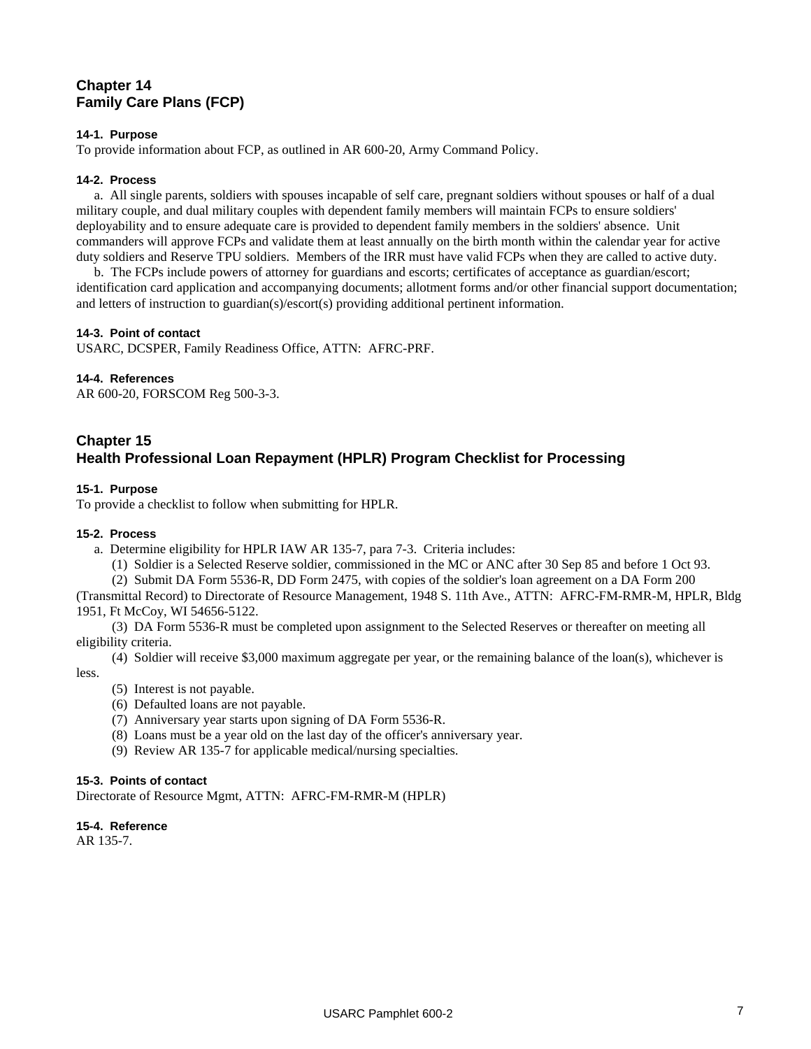## Chapter 14
## Family Care Plans (FCP)

### 14-1. Purpose

To provide information about FCP, as outlined in AR 600-20, Army Command Policy.

### 14-2. Process

a. All single parents, soldiers with spouses incapable of self care, pregnant soldiers without spouses or half of a dual military couple, and dual military couples with dependent family members will maintain FCPs to ensure soldiers' deployability and to ensure adequate care is provided to dependent family members in the soldiers' absence. Unit commanders will approve FCPs and validate them at least annually on the birth month within the calendar year for active duty soldiers and Reserve TPU soldiers. Members of the IRR must have valid FCPs when they are called to active duty.

b. The FCPs include powers of attorney for guardians and escorts; certificates of acceptance as guardian/escort; identification card application and accompanying documents; allotment forms and/or other financial support documentation; and letters of instruction to guardian(s)/escort(s) providing additional pertinent information.

### 14-3. Point of contact

USARC, DCSPER, Family Readiness Office, ATTN: AFRC-PRF.

### 14-4. References

AR 600-20, FORSCOM Reg 500-3-3.

## Chapter 15
## Health Professional Loan Repayment (HPLR) Program Checklist for Processing

### 15-1. Purpose

To provide a checklist to follow when submitting for HPLR.

### 15-2. Process

a. Determine eligibility for HPLR IAW AR 135-7, para 7-3. Criteria includes:

(1) Soldier is a Selected Reserve soldier, commissioned in the MC or ANC after 30 Sep 85 and before 1 Oct 93.

(2) Submit DA Form 5536-R, DD Form 2475, with copies of the soldier's loan agreement on a DA Form 200 (Transmittal Record) to Directorate of Resource Management, 1948 S. 11th Ave., ATTN: AFRC-FM-RMR-M, HPLR, Bldg 1951, Ft McCoy, WI 54656-5122.

(3) DA Form 5536-R must be completed upon assignment to the Selected Reserves or thereafter on meeting all eligibility criteria.

(4) Soldier will receive $3,000 maximum aggregate per year, or the remaining balance of the loan(s), whichever is less.

(5) Interest is not payable.

(6) Defaulted loans are not payable.

(7) Anniversary year starts upon signing of DA Form 5536-R.

(8) Loans must be a year old on the last day of the officer's anniversary year.

(9) Review AR 135-7 for applicable medical/nursing specialties.

### 15-3. Points of contact

Directorate of Resource Mgmt, ATTN: AFRC-FM-RMR-M (HPLR)

### 15-4. Reference

AR 135-7.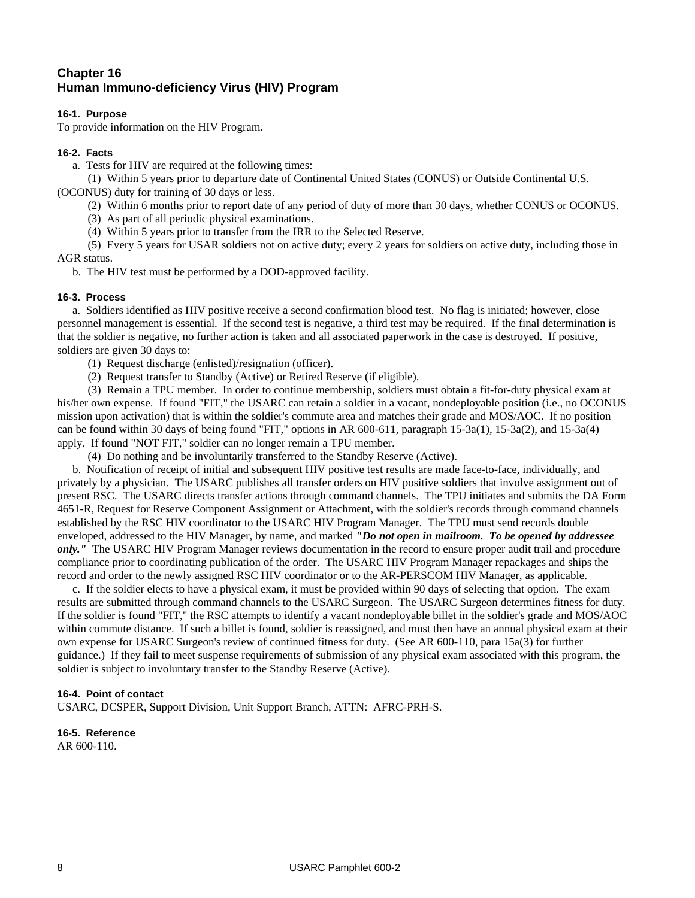# Chapter 16
# Human Immuno-deficiency Virus (HIV) Program

### 16-1. Purpose

To provide information on the HIV Program.

### 16-2. Facts

a. Tests for HIV are required at the following times:

(1) Within 5 years prior to departure date of Continental United States (CONUS) or Outside Continental U.S. (OCONUS) duty for training of 30 days or less.

(2) Within 6 months prior to report date of any period of duty of more than 30 days, whether CONUS or OCONUS.

(3) As part of all periodic physical examinations.

(4) Within 5 years prior to transfer from the IRR to the Selected Reserve.

(5) Every 5 years for USAR soldiers not on active duty; every 2 years for soldiers on active duty, including those in AGR status.

b. The HIV test must be performed by a DOD-approved facility.

### 16-3. Process

a. Soldiers identified as HIV positive receive a second confirmation blood test. No flag is initiated; however, close personnel management is essential. If the second test is negative, a third test may be required. If the final determination is that the soldier is negative, no further action is taken and all associated paperwork in the case is destroyed. If positive, soldiers are given 30 days to:

(1) Request discharge (enlisted)/resignation (officer).

(2) Request transfer to Standby (Active) or Retired Reserve (if eligible).

(3) Remain a TPU member. In order to continue membership, soldiers must obtain a fit-for-duty physical exam at his/her own expense. If found "FIT," the USARC can retain a soldier in a vacant, nondeployable position (i.e., no OCONUS mission upon activation) that is within the soldier's commute area and matches their grade and MOS/AOC. If no position can be found within 30 days of being found "FIT," options in AR 600-611, paragraph 15-3a(1), 15-3a(2), and 15-3a(4) apply. If found "NOT FIT," soldier can no longer remain a TPU member.

(4) Do nothing and be involuntarily transferred to the Standby Reserve (Active).

b. Notification of receipt of initial and subsequent HIV positive test results are made face-to-face, individually, and privately by a physician. The USARC publishes all transfer orders on HIV positive soldiers that involve assignment out of present RSC. The USARC directs transfer actions through command channels. The TPU initiates and submits the DA Form 4651-R, Request for Reserve Component Assignment or Attachment, with the soldier's records through command channels established by the RSC HIV coordinator to the USARC HIV Program Manager. The TPU must send records double enveloped, addressed to the HIV Manager, by name, and marked ***"Do not open in mailroom. To be opened by addressee only."*** The USARC HIV Program Manager reviews documentation in the record to ensure proper audit trail and procedure compliance prior to coordinating publication of the order. The USARC HIV Program Manager repackages and ships the record and order to the newly assigned RSC HIV coordinator or to the AR-PERSCOM HIV Manager, as applicable.

c. If the soldier elects to have a physical exam, it must be provided within 90 days of selecting that option. The exam results are submitted through command channels to the USARC Surgeon. The USARC Surgeon determines fitness for duty. If the soldier is found "FIT," the RSC attempts to identify a vacant nondeployable billet in the soldier's grade and MOS/AOC within commute distance. If such a billet is found, soldier is reassigned, and must then have an annual physical exam at their own expense for USARC Surgeon's review of continued fitness for duty. (See AR 600-110, para 15a(3) for further guidance.) If they fail to meet suspense requirements of submission of any physical exam associated with this program, the soldier is subject to involuntary transfer to the Standby Reserve (Active).

### 16-4. Point of contact

USARC, DCSPER, Support Division, Unit Support Branch, ATTN: AFRC-PRH-S.

### 16-5. Reference

AR 600-110.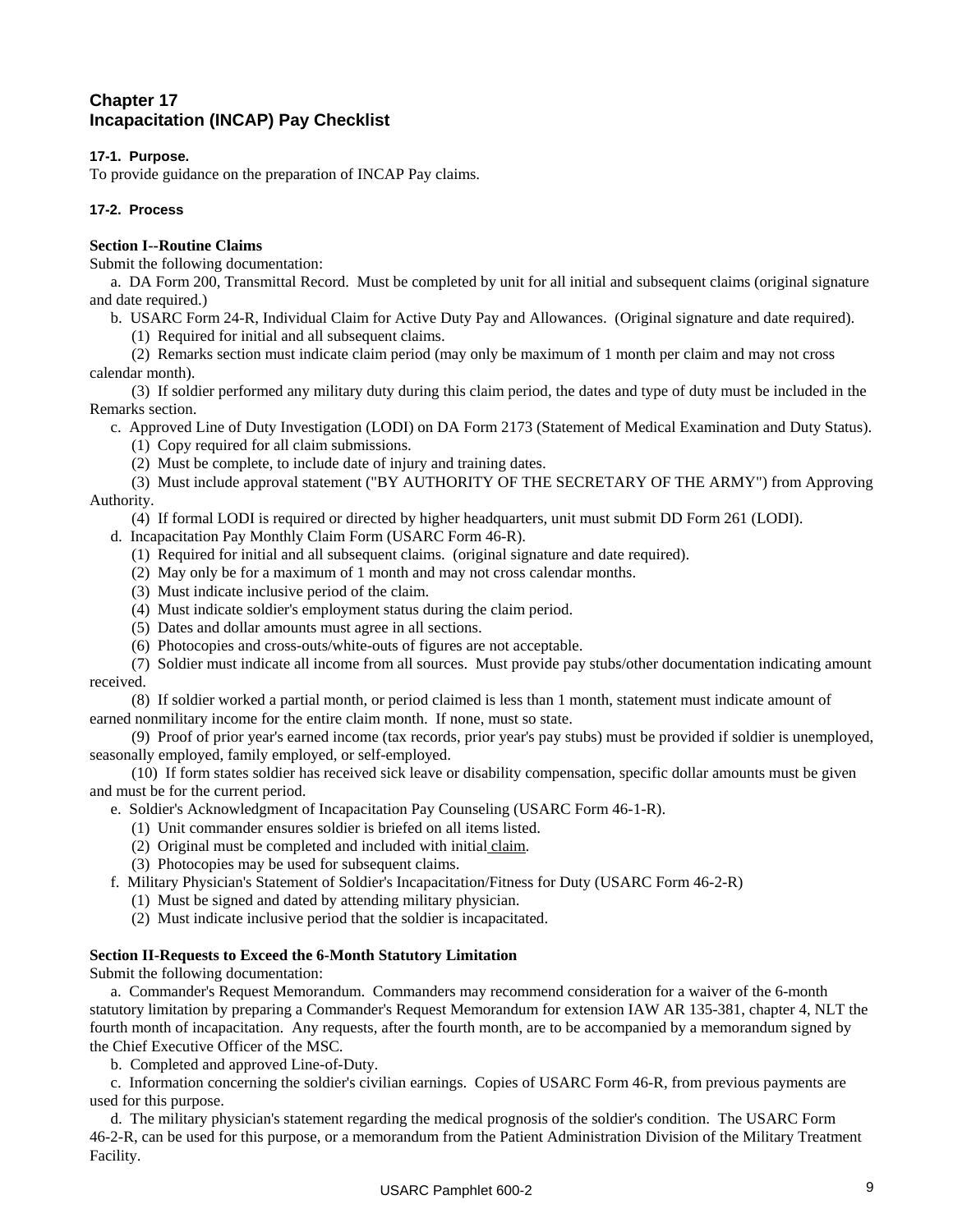# Chapter 17
# Incapacitation (INCAP) Pay Checklist

### 17-1. Purpose.

To provide guidance on the preparation of INCAP Pay claims.

### 17-2. Process

**Section I--Routine Claims**

Submit the following documentation:

a. DA Form 200, Transmittal Record. Must be completed by unit for all initial and subsequent claims (original signature and date required.)

b. USARC Form 24-R, Individual Claim for Active Duty Pay and Allowances. (Original signature and date required).

(1) Required for initial and all subsequent claims.

(2) Remarks section must indicate claim period (may only be maximum of 1 month per claim and may not cross calendar month).

(3) If soldier performed any military duty during this claim period, the dates and type of duty must be included in the Remarks section.

c. Approved Line of Duty Investigation (LODI) on DA Form 2173 (Statement of Medical Examination and Duty Status).

(1) Copy required for all claim submissions.

(2) Must be complete, to include date of injury and training dates.

(3) Must include approval statement ("BY AUTHORITY OF THE SECRETARY OF THE ARMY") from Approving Authority.

(4) If formal LODI is required or directed by higher headquarters, unit must submit DD Form 261 (LODI).

d. Incapacitation Pay Monthly Claim Form (USARC Form 46-R).

(1) Required for initial and all subsequent claims. (original signature and date required).

(2) May only be for a maximum of 1 month and may not cross calendar months.

(3) Must indicate inclusive period of the claim.

(4) Must indicate soldier's employment status during the claim period.

(5) Dates and dollar amounts must agree in all sections.

(6) Photocopies and cross-outs/white-outs of figures are not acceptable.

(7) Soldier must indicate all income from all sources. Must provide pay stubs/other documentation indicating amount received.

(8) If soldier worked a partial month, or period claimed is less than 1 month, statement must indicate amount of earned nonmilitary income for the entire claim month. If none, must so state.

(9) Proof of prior year's earned income (tax records, prior year's pay stubs) must be provided if soldier is unemployed, seasonally employed, family employed, or self-employed.

(10) If form states soldier has received sick leave or disability compensation, specific dollar amounts must be given and must be for the current period.

e. Soldier's Acknowledgment of Incapacitation Pay Counseling (USARC Form 46-1-R).

(1) Unit commander ensures soldier is briefed on all items listed.

(2) Original must be completed and included with initial claim.

(3) Photocopies may be used for subsequent claims.

f. Military Physician's Statement of Soldier's Incapacitation/Fitness for Duty (USARC Form 46-2-R)

(1) Must be signed and dated by attending military physician.

(2) Must indicate inclusive period that the soldier is incapacitated.

**Section II-Requests to Exceed the 6-Month Statutory Limitation**

Submit the following documentation:

a. Commander's Request Memorandum. Commanders may recommend consideration for a waiver of the 6-month statutory limitation by preparing a Commander's Request Memorandum for extension IAW AR 135-381, chapter 4, NLT the fourth month of incapacitation. Any requests, after the fourth month, are to be accompanied by a memorandum signed by the Chief Executive Officer of the MSC.

b. Completed and approved Line-of-Duty.

c. Information concerning the soldier's civilian earnings. Copies of USARC Form 46-R, from previous payments are used for this purpose.

d. The military physician's statement regarding the medical prognosis of the soldier's condition. The USARC Form 46-2-R, can be used for this purpose, or a memorandum from the Patient Administration Division of the Military Treatment Facility.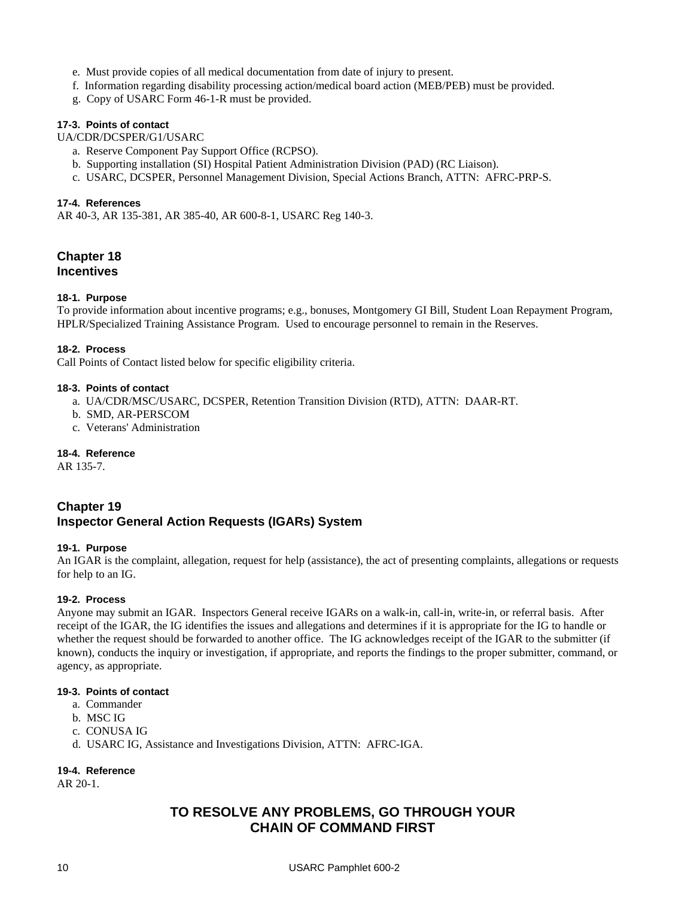e. Must provide copies of all medical documentation from date of injury to present.
f. Information regarding disability processing action/medical board action (MEB/PEB) must be provided.
g. Copy of USARC Form 46-1-R must be provided.

#### 17-3. Points of contact

UA/CDR/DCSPER/G1/USARC

a. Reserve Component Pay Support Office (RCPSO).
b. Supporting installation (SI) Hospital Patient Administration Division (PAD) (RC Liaison).
c. USARC, DCSPER, Personnel Management Division, Special Actions Branch, ATTN: AFRC-PRP-S.

#### 17-4. References

AR 40-3, AR 135-381, AR 385-40, AR 600-8-1, USARC Reg 140-3.

## Chapter 18
## Incentives

#### 18-1. Purpose

To provide information about incentive programs; e.g., bonuses, Montgomery GI Bill, Student Loan Repayment Program, HPLR/Specialized Training Assistance Program. Used to encourage personnel to remain in the Reserves.

#### 18-2. Process

Call Points of Contact listed below for specific eligibility criteria.

#### 18-3. Points of contact

a. UA/CDR/MSC/USARC, DCSPER, Retention Transition Division (RTD), ATTN: DAAR-RT.
b. SMD, AR-PERSCOM
c. Veterans' Administration

#### 18-4. Reference

AR 135-7.

## Chapter 19
## Inspector General Action Requests (IGARs) System

#### 19-1. Purpose

An IGAR is the complaint, allegation, request for help (assistance), the act of presenting complaints, allegations or requests for help to an IG.

#### 19-2. Process

Anyone may submit an IGAR. Inspectors General receive IGARs on a walk-in, call-in, write-in, or referral basis. After receipt of the IGAR, the IG identifies the issues and allegations and determines if it is appropriate for the IG to handle or whether the request should be forwarded to another office. The IG acknowledges receipt of the IGAR to the submitter (if known), conducts the inquiry or investigation, if appropriate, and reports the findings to the proper submitter, command, or agency, as appropriate.

#### 19-3. Points of contact

a. Commander
b. MSC IG
c. CONUSA IG
d. USARC IG, Assistance and Investigations Division, ATTN: AFRC-IGA.

#### 19-4. Reference

AR 20-1.

**TO RESOLVE ANY PROBLEMS, GO THROUGH YOUR CHAIN OF COMMAND FIRST**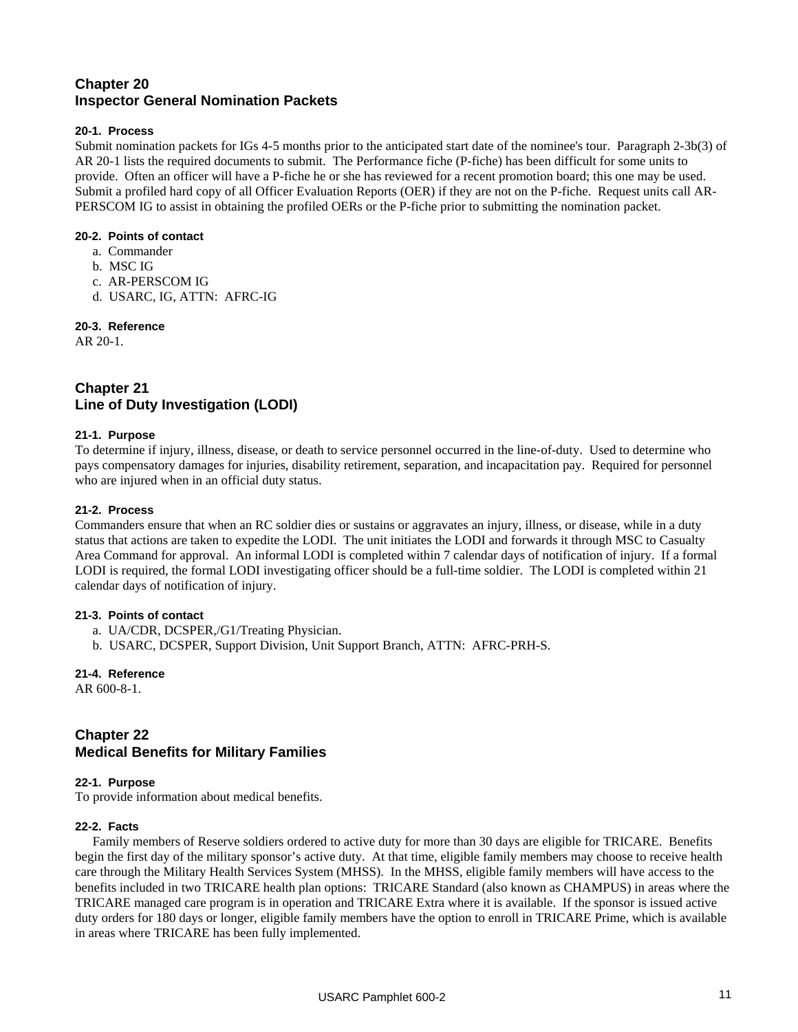## Chapter 20
## Inspector General Nomination Packets

### 20-1. Process

Submit nomination packets for IGs 4-5 months prior to the anticipated start date of the nominee's tour. Paragraph 2-3b(3) of AR 20-1 lists the required documents to submit. The Performance fiche (P-fiche) has been difficult for some units to provide. Often an officer will have a P-fiche he or she has reviewed for a recent promotion board; this one may be used. Submit a profiled hard copy of all Officer Evaluation Reports (OER) if they are not on the P-fiche. Request units call AR-PERSCOM IG to assist in obtaining the profiled OERs or the P-fiche prior to submitting the nomination packet.

### 20-2. Points of contact

a. Commander
b. MSC IG
c. AR-PERSCOM IG
d. USARC, IG, ATTN: AFRC-IG

### 20-3. Reference

AR 20-1.

## Chapter 21
## Line of Duty Investigation (LODI)

### 21-1. Purpose

To determine if injury, illness, disease, or death to service personnel occurred in the line-of-duty. Used to determine who pays compensatory damages for injuries, disability retirement, separation, and incapacitation pay. Required for personnel who are injured when in an official duty status.

### 21-2. Process

Commanders ensure that when an RC soldier dies or sustains or aggravates an injury, illness, or disease, while in a duty status that actions are taken to expedite the LODI. The unit initiates the LODI and forwards it through MSC to Casualty Area Command for approval. An informal LODI is completed within 7 calendar days of notification of injury. If a formal LODI is required, the formal LODI investigating officer should be a full-time soldier. The LODI is completed within 21 calendar days of notification of injury.

### 21-3. Points of contact

a. UA/CDR, DCSPER,/G1/Treating Physician.
b. USARC, DCSPER, Support Division, Unit Support Branch, ATTN: AFRC-PRH-S.

### 21-4. Reference

AR 600-8-1.

## Chapter 22
## Medical Benefits for Military Families

### 22-1. Purpose

To provide information about medical benefits.

### 22-2. Facts

Family members of Reserve soldiers ordered to active duty for more than 30 days are eligible for TRICARE. Benefits begin the first day of the military sponsor's active duty. At that time, eligible family members may choose to receive health care through the Military Health Services System (MHSS). In the MHSS, eligible family members will have access to the benefits included in two TRICARE health plan options: TRICARE Standard (also known as CHAMPUS) in areas where the TRICARE managed care program is in operation and TRICARE Extra where it is available. If the sponsor is issued active duty orders for 180 days or longer, eligible family members have the option to enroll in TRICARE Prime, which is available in areas where TRICARE has been fully implemented.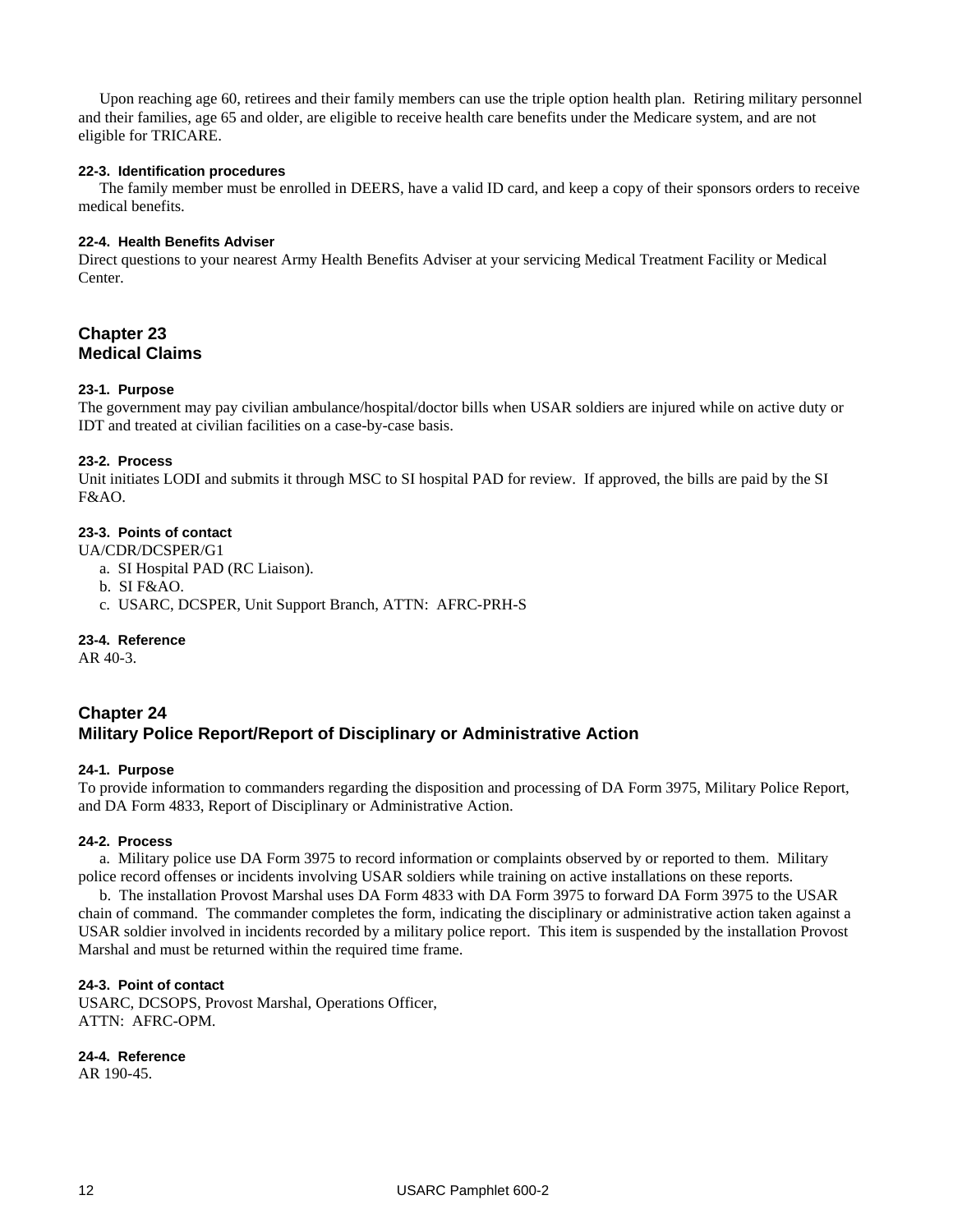Upon reaching age 60, retirees and their family members can use the triple option health plan. Retiring military personnel and their families, age 65 and older, are eligible to receive health care benefits under the Medicare system, and are not eligible for TRICARE.

#### 22-3. Identification procedures

The family member must be enrolled in DEERS, have a valid ID card, and keep a copy of their sponsors orders to receive medical benefits.

#### 22-4. Health Benefits Adviser

Direct questions to your nearest Army Health Benefits Adviser at your servicing Medical Treatment Facility or Medical Center.

## Chapter 23
## Medical Claims

#### 23-1. Purpose

The government may pay civilian ambulance/hospital/doctor bills when USAR soldiers are injured while on active duty or IDT and treated at civilian facilities on a case-by-case basis.

#### 23-2. Process

Unit initiates LODI and submits it through MSC to SI hospital PAD for review. If approved, the bills are paid by the SI F&AO.

#### 23-3. Points of contact

UA/CDR/DCSPER/G1

a. SI Hospital PAD (RC Liaison).
b. SI F&AO.
c. USARC, DCSPER, Unit Support Branch, ATTN: AFRC-PRH-S

#### 23-4. Reference

AR 40-3.

## Chapter 24
## Military Police Report/Report of Disciplinary or Administrative Action

#### 24-1. Purpose

To provide information to commanders regarding the disposition and processing of DA Form 3975, Military Police Report, and DA Form 4833, Report of Disciplinary or Administrative Action.

#### 24-2. Process

a. Military police use DA Form 3975 to record information or complaints observed by or reported to them. Military police record offenses or incidents involving USAR soldiers while training on active installations on these reports.

b. The installation Provost Marshal uses DA Form 4833 with DA Form 3975 to forward DA Form 3975 to the USAR chain of command. The commander completes the form, indicating the disciplinary or administrative action taken against a USAR soldier involved in incidents recorded by a military police report. This item is suspended by the installation Provost Marshal and must be returned within the required time frame.

#### 24-3. Point of contact

USARC, DCSOPS, Provost Marshal, Operations Officer,
ATTN: AFRC-OPM.

#### 24-4. Reference

AR 190-45.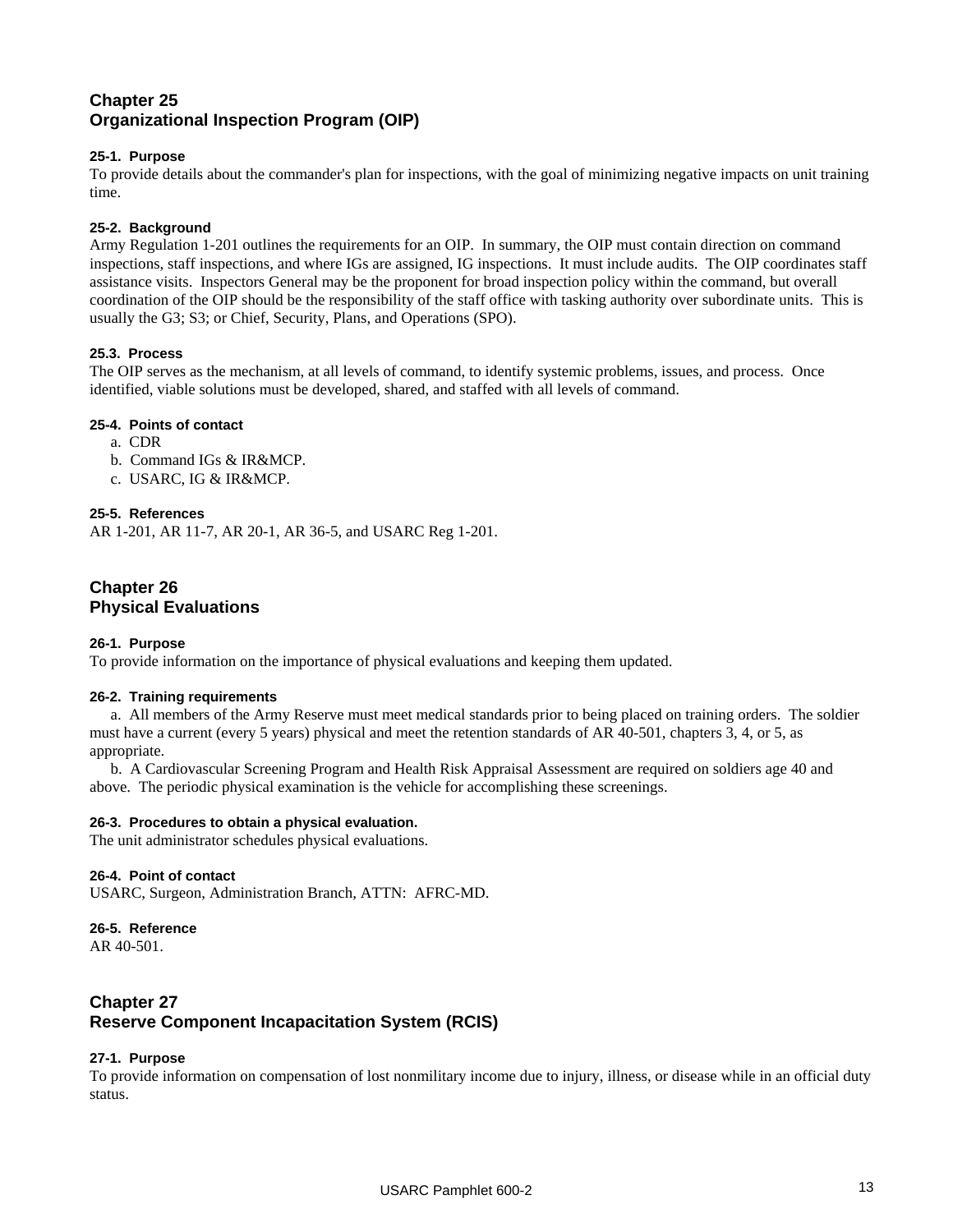## Chapter 25
## Organizational Inspection Program (OIP)

### 25-1. Purpose
To provide details about the commander's plan for inspections, with the goal of minimizing negative impacts on unit training time.

### 25-2. Background
Army Regulation 1-201 outlines the requirements for an OIP. In summary, the OIP must contain direction on command inspections, staff inspections, and where IGs are assigned, IG inspections. It must include audits. The OIP coordinates staff assistance visits. Inspectors General may be the proponent for broad inspection policy within the command, but overall coordination of the OIP should be the responsibility of the staff office with tasking authority over subordinate units. This is usually the G3; S3; or Chief, Security, Plans, and Operations (SPO).

### 25.3. Process
The OIP serves as the mechanism, at all levels of command, to identify systemic problems, issues, and process. Once identified, viable solutions must be developed, shared, and staffed with all levels of command.

### 25-4. Points of contact
a. CDR
b. Command IGs & IR&MCP.
c. USARC, IG & IR&MCP.

### 25-5. References
AR 1-201, AR 11-7, AR 20-1, AR 36-5, and USARC Reg 1-201.

## Chapter 26
## Physical Evaluations

### 26-1. Purpose
To provide information on the importance of physical evaluations and keeping them updated.

### 26-2. Training requirements
a. All members of the Army Reserve must meet medical standards prior to being placed on training orders. The soldier must have a current (every 5 years) physical and meet the retention standards of AR 40-501, chapters 3, 4, or 5, as appropriate.

b. A Cardiovascular Screening Program and Health Risk Appraisal Assessment are required on soldiers age 40 and above. The periodic physical examination is the vehicle for accomplishing these screenings.

### 26-3. Procedures to obtain a physical evaluation.
The unit administrator schedules physical evaluations.

### 26-4. Point of contact
USARC, Surgeon, Administration Branch, ATTN: AFRC-MD.

### 26-5. Reference
AR 40-501.

## Chapter 27
## Reserve Component Incapacitation System (RCIS)

### 27-1. Purpose
To provide information on compensation of lost nonmilitary income due to injury, illness, or disease while in an official duty status.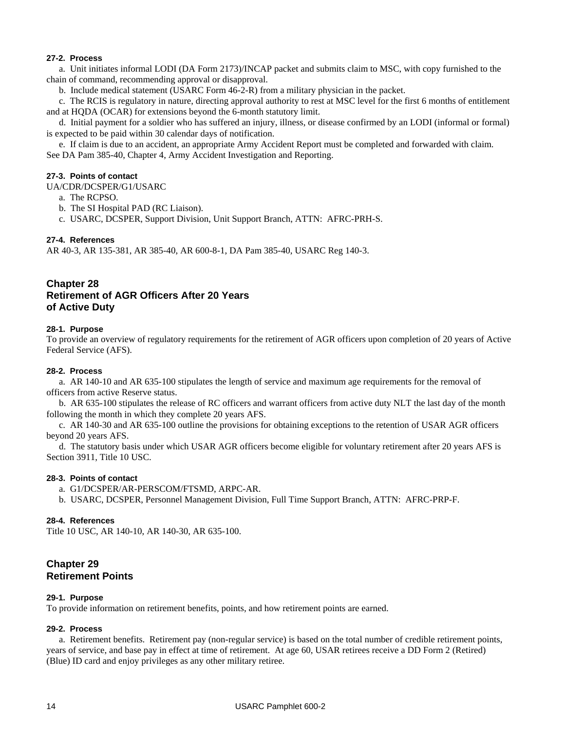#### 27-2. Process

a. Unit initiates informal LODI (DA Form 2173)/INCAP packet and submits claim to MSC, with copy furnished to the chain of command, recommending approval or disapproval.

b. Include medical statement (USARC Form 46-2-R) from a military physician in the packet.

c. The RCIS is regulatory in nature, directing approval authority to rest at MSC level for the first 6 months of entitlement and at HQDA (OCAR) for extensions beyond the 6-month statutory limit.

d. Initial payment for a soldier who has suffered an injury, illness, or disease confirmed by an LODI (informal or formal) is expected to be paid within 30 calendar days of notification.

e. If claim is due to an accident, an appropriate Army Accident Report must be completed and forwarded with claim. See DA Pam 385-40, Chapter 4, Army Accident Investigation and Reporting.

#### 27-3. Points of contact

UA/CDR/DCSPER/G1/USARC

a. The RCPSO.

b. The SI Hospital PAD (RC Liaison).

c. USARC, DCSPER, Support Division, Unit Support Branch, ATTN: AFRC-PRH-S.

#### 27-4. References

AR 40-3, AR 135-381, AR 385-40, AR 600-8-1, DA Pam 385-40, USARC Reg 140-3.

## Chapter 28
## Retirement of AGR Officers After 20 Years of Active Duty

#### 28-1. Purpose

To provide an overview of regulatory requirements for the retirement of AGR officers upon completion of 20 years of Active Federal Service (AFS).

#### 28-2. Process

a. AR 140-10 and AR 635-100 stipulates the length of service and maximum age requirements for the removal of officers from active Reserve status.

b. AR 635-100 stipulates the release of RC officers and warrant officers from active duty NLT the last day of the month following the month in which they complete 20 years AFS.

c. AR 140-30 and AR 635-100 outline the provisions for obtaining exceptions to the retention of USAR AGR officers beyond 20 years AFS.

d. The statutory basis under which USAR AGR officers become eligible for voluntary retirement after 20 years AFS is Section 3911, Title 10 USC.

#### 28-3. Points of contact

a. G1/DCSPER/AR-PERSCOM/FTSMD, ARPC-AR.

b. USARC, DCSPER, Personnel Management Division, Full Time Support Branch, ATTN: AFRC-PRP-F.

#### 28-4. References

Title 10 USC, AR 140-10, AR 140-30, AR 635-100.

## Chapter 29
## Retirement Points

#### 29-1. Purpose

To provide information on retirement benefits, points, and how retirement points are earned.

#### 29-2. Process

a. Retirement benefits. Retirement pay (non-regular service) is based on the total number of credible retirement points, years of service, and base pay in effect at time of retirement. At age 60, USAR retirees receive a DD Form 2 (Retired) (Blue) ID card and enjoy privileges as any other military retiree.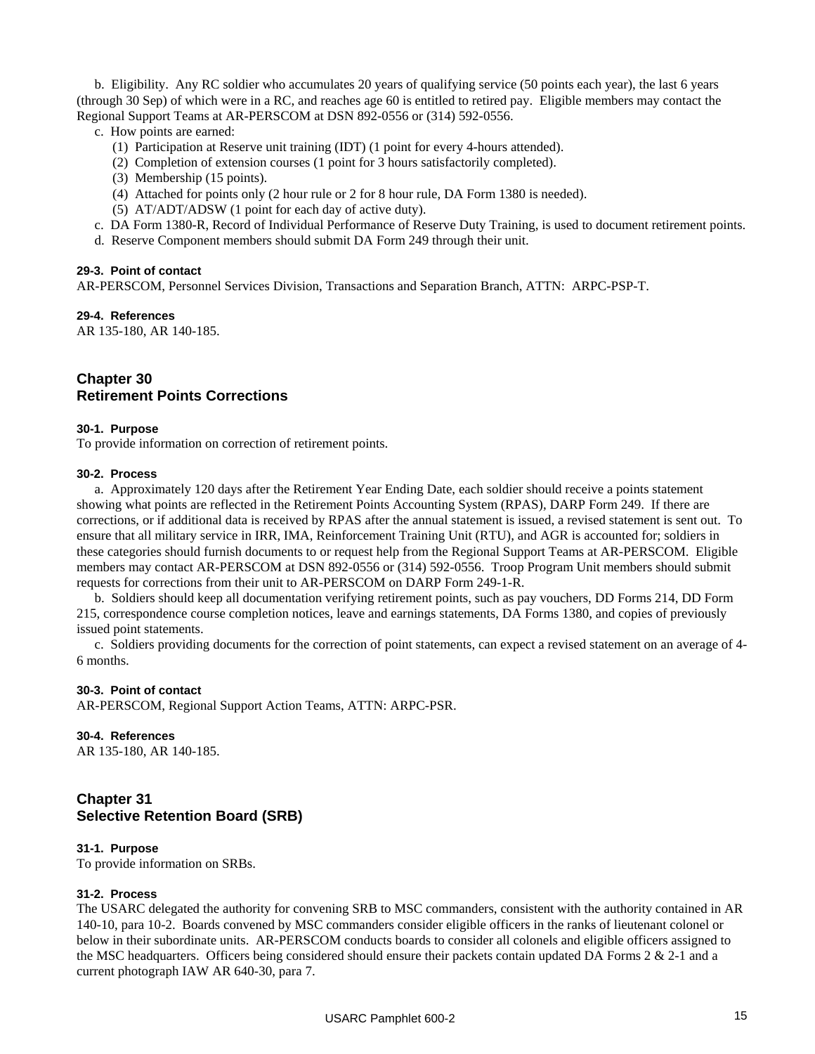b. Eligibility. Any RC soldier who accumulates 20 years of qualifying service (50 points each year), the last 6 years (through 30 Sep) of which were in a RC, and reaches age 60 is entitled to retired pay. Eligible members may contact the Regional Support Teams at AR-PERSCOM at DSN 892-0556 or (314) 592-0556.

c. How points are earned:

(1) Participation at Reserve unit training (IDT) (1 point for every 4-hours attended).

(2) Completion of extension courses (1 point for 3 hours satisfactorily completed).

(3) Membership (15 points).

(4) Attached for points only (2 hour rule or 2 for 8 hour rule, DA Form 1380 is needed).

(5) AT/ADT/ADSW (1 point for each day of active duty).

c. DA Form 1380-R, Record of Individual Performance of Reserve Duty Training, is used to document retirement points.

d. Reserve Component members should submit DA Form 249 through their unit.

**29-3. Point of contact**

AR-PERSCOM, Personnel Services Division, Transactions and Separation Branch, ATTN: ARPC-PSP-T.

**29-4. References**

AR 135-180, AR 140-185.

## Chapter 30
## Retirement Points Corrections

**30-1. Purpose**

To provide information on correction of retirement points.

**30-2. Process**

a. Approximately 120 days after the Retirement Year Ending Date, each soldier should receive a points statement showing what points are reflected in the Retirement Points Accounting System (RPAS), DARP Form 249. If there are corrections, or if additional data is received by RPAS after the annual statement is issued, a revised statement is sent out. To ensure that all military service in IRR, IMA, Reinforcement Training Unit (RTU), and AGR is accounted for; soldiers in these categories should furnish documents to or request help from the Regional Support Teams at AR-PERSCOM. Eligible members may contact AR-PERSCOM at DSN 892-0556 or (314) 592-0556. Troop Program Unit members should submit requests for corrections from their unit to AR-PERSCOM on DARP Form 249-1-R.

b. Soldiers should keep all documentation verifying retirement points, such as pay vouchers, DD Forms 214, DD Form 215, correspondence course completion notices, leave and earnings statements, DA Forms 1380, and copies of previously issued point statements.

c. Soldiers providing documents for the correction of point statements, can expect a revised statement on an average of 4-6 months.

**30-3. Point of contact**

AR-PERSCOM, Regional Support Action Teams, ATTN: ARPC-PSR.

**30-4. References**

AR 135-180, AR 140-185.

## Chapter 31
## Selective Retention Board (SRB)

**31-1. Purpose**

To provide information on SRBs.

**31-2. Process**

The USARC delegated the authority for convening SRB to MSC commanders, consistent with the authority contained in AR 140-10, para 10-2. Boards convened by MSC commanders consider eligible officers in the ranks of lieutenant colonel or below in their subordinate units. AR-PERSCOM conducts boards to consider all colonels and eligible officers assigned to the MSC headquarters. Officers being considered should ensure their packets contain updated DA Forms 2 & 2-1 and a current photograph IAW AR 640-30, para 7.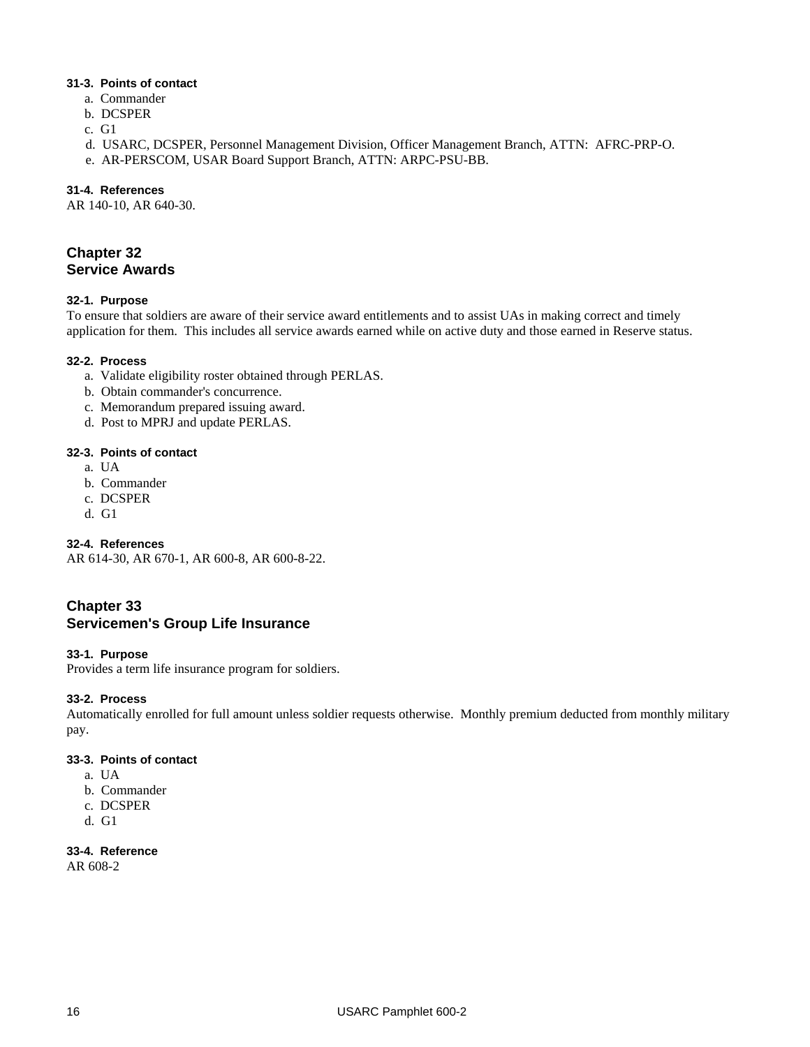#### 31-3. Points of contact

a. Commander
b. DCSPER
c. G1
d. USARC, DCSPER, Personnel Management Division, Officer Management Branch, ATTN: AFRC-PRP-O.
e. AR-PERSCOM, USAR Board Support Branch, ATTN: ARPC-PSU-BB.

#### 31-4. References

AR 140-10, AR 640-30.

## Chapter 32
## Service Awards

#### 32-1. Purpose

To ensure that soldiers are aware of their service award entitlements and to assist UAs in making correct and timely application for them. This includes all service awards earned while on active duty and those earned in Reserve status.

#### 32-2. Process

a. Validate eligibility roster obtained through PERLAS.
b. Obtain commander's concurrence.
c. Memorandum prepared issuing award.
d. Post to MPRJ and update PERLAS.

#### 32-3. Points of contact

a. UA
b. Commander
c. DCSPER
d. G1

#### 32-4. References

AR 614-30, AR 670-1, AR 600-8, AR 600-8-22.

## Chapter 33
## Servicemen's Group Life Insurance

#### 33-1. Purpose

Provides a term life insurance program for soldiers.

#### 33-2. Process

Automatically enrolled for full amount unless soldier requests otherwise. Monthly premium deducted from monthly military pay.

#### 33-3. Points of contact

a. UA
b. Commander
c. DCSPER
d. G1

#### 33-4. Reference

AR 608-2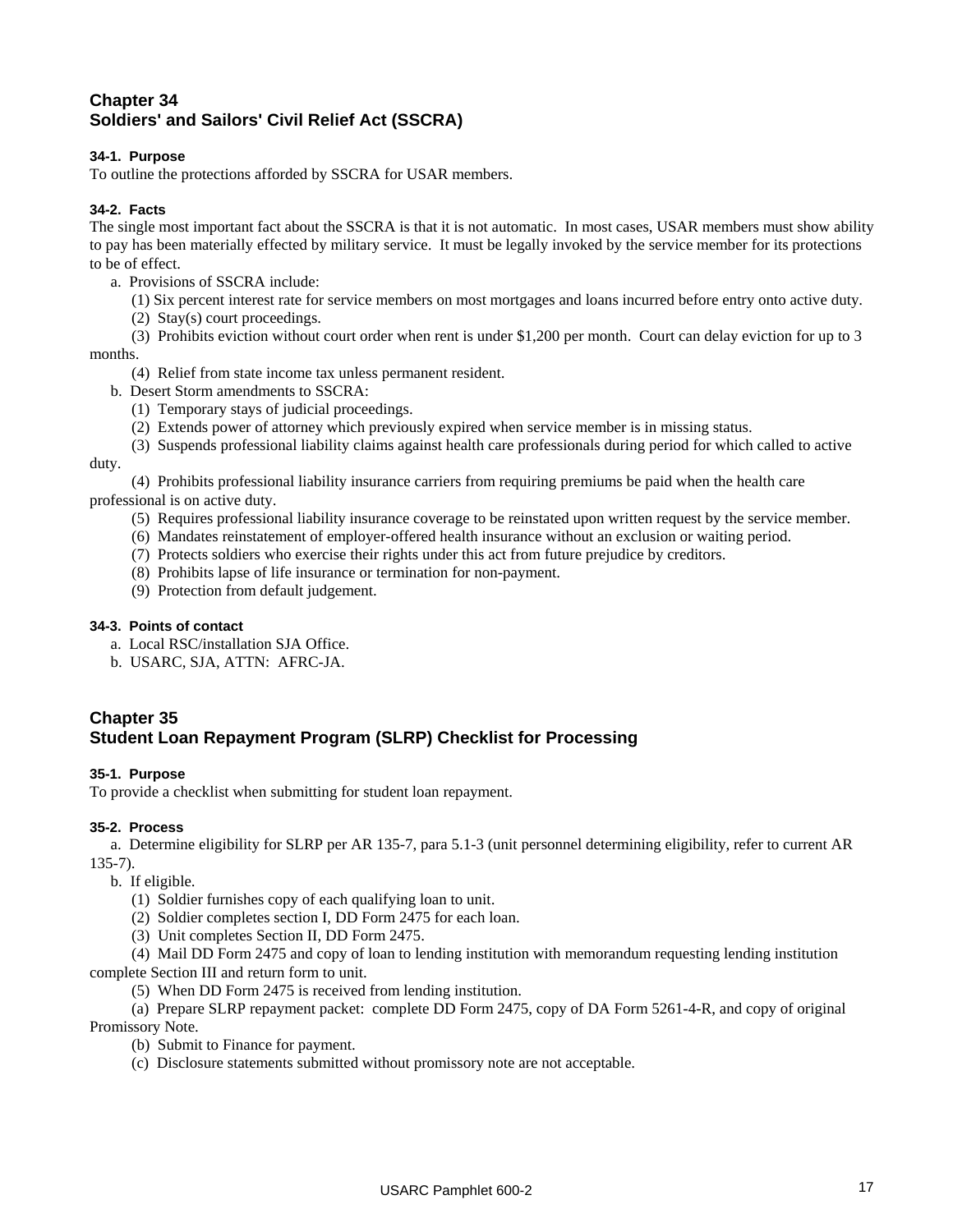## Chapter 34
## Soldiers' and Sailors' Civil Relief Act (SSCRA)

### 34-1. Purpose

To outline the protections afforded by SSCRA for USAR members.

### 34-2. Facts

The single most important fact about the SSCRA is that it is not automatic. In most cases, USAR members must show ability to pay has been materially effected by military service. It must be legally invoked by the service member for its protections to be of effect.

a. Provisions of SSCRA include:

(1) Six percent interest rate for service members on most mortgages and loans incurred before entry onto active duty.

(2) Stay(s) court proceedings.

(3) Prohibits eviction without court order when rent is under $1,200 per month. Court can delay eviction for up to 3 months.

(4) Relief from state income tax unless permanent resident.

b. Desert Storm amendments to SSCRA:

(1) Temporary stays of judicial proceedings.

(2) Extends power of attorney which previously expired when service member is in missing status.

(3) Suspends professional liability claims against health care professionals during period for which called to active duty.

(4) Prohibits professional liability insurance carriers from requiring premiums be paid when the health care professional is on active duty.

(5) Requires professional liability insurance coverage to be reinstated upon written request by the service member.

(6) Mandates reinstatement of employer-offered health insurance without an exclusion or waiting period.

(7) Protects soldiers who exercise their rights under this act from future prejudice by creditors.

(8) Prohibits lapse of life insurance or termination for non-payment.

(9) Protection from default judgement.

### 34-3. Points of contact

a. Local RSC/installation SJA Office.

b. USARC, SJA, ATTN: AFRC-JA.

## Chapter 35
## Student Loan Repayment Program (SLRP) Checklist for Processing

### 35-1. Purpose

To provide a checklist when submitting for student loan repayment.

### 35-2. Process

a. Determine eligibility for SLRP per AR 135-7, para 5.1-3 (unit personnel determining eligibility, refer to current AR 135-7).

b. If eligible.

(1) Soldier furnishes copy of each qualifying loan to unit.

(2) Soldier completes section I, DD Form 2475 for each loan.

(3) Unit completes Section II, DD Form 2475.

(4) Mail DD Form 2475 and copy of loan to lending institution with memorandum requesting lending institution complete Section III and return form to unit.

(5) When DD Form 2475 is received from lending institution.

(a) Prepare SLRP repayment packet: complete DD Form 2475, copy of DA Form 5261-4-R, and copy of original Promissory Note.

(b) Submit to Finance for payment.

(c) Disclosure statements submitted without promissory note are not acceptable.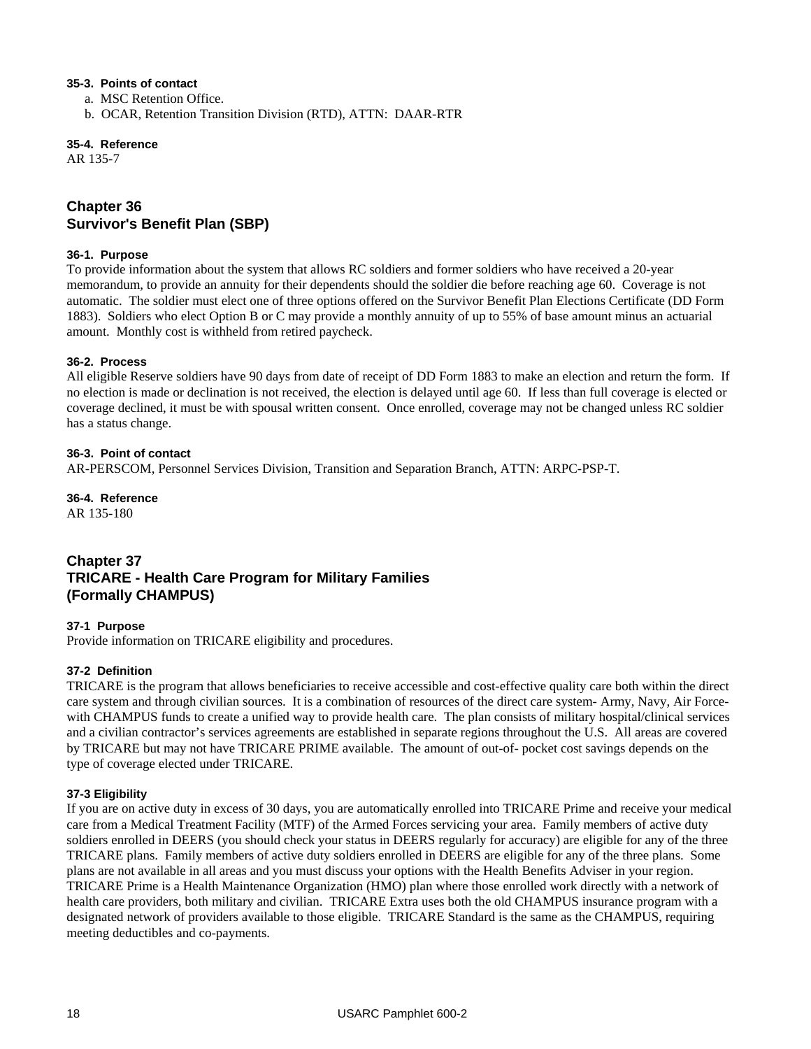**35-3. Points of contact**

a. MSC Retention Office.

b. OCAR, Retention Transition Division (RTD), ATTN: DAAR-RTR

**35-4. Reference**

AR 135-7

## Chapter 36
## Survivor's Benefit Plan (SBP)

**36-1. Purpose**

To provide information about the system that allows RC soldiers and former soldiers who have received a 20-year memorandum, to provide an annuity for their dependents should the soldier die before reaching age 60. Coverage is not automatic. The soldier must elect one of three options offered on the Survivor Benefit Plan Elections Certificate (DD Form 1883). Soldiers who elect Option B or C may provide a monthly annuity of up to 55% of base amount minus an actuarial amount. Monthly cost is withheld from retired paycheck.

**36-2. Process**

All eligible Reserve soldiers have 90 days from date of receipt of DD Form 1883 to make an election and return the form. If no election is made or declination is not received, the election is delayed until age 60. If less than full coverage is elected or coverage declined, it must be with spousal written consent. Once enrolled, coverage may not be changed unless RC soldier has a status change.

**36-3. Point of contact**

AR-PERSCOM, Personnel Services Division, Transition and Separation Branch, ATTN: ARPC-PSP-T.

**36-4. Reference**

AR 135-180

## Chapter 37
## TRICARE - Health Care Program for Military Families (Formally CHAMPUS)

**37-1 Purpose**

Provide information on TRICARE eligibility and procedures.

**37-2 Definition**

TRICARE is the program that allows beneficiaries to receive accessible and cost-effective quality care both within the direct care system and through civilian sources. It is a combination of resources of the direct care system- Army, Navy, Air Force- with CHAMPUS funds to create a unified way to provide health care. The plan consists of military hospital/clinical services and a civilian contractor's services agreements are established in separate regions throughout the U.S. All areas are covered by TRICARE but may not have TRICARE PRIME available. The amount of out-of- pocket cost savings depends on the type of coverage elected under TRICARE.

**37-3 Eligibility**

If you are on active duty in excess of 30 days, you are automatically enrolled into TRICARE Prime and receive your medical care from a Medical Treatment Facility (MTF) of the Armed Forces servicing your area. Family members of active duty soldiers enrolled in DEERS (you should check your status in DEERS regularly for accuracy) are eligible for any of the three TRICARE plans. Family members of active duty soldiers enrolled in DEERS are eligible for any of the three plans. Some plans are not available in all areas and you must discuss your options with the Health Benefits Adviser in your region. TRICARE Prime is a Health Maintenance Organization (HMO) plan where those enrolled work directly with a network of health care providers, both military and civilian. TRICARE Extra uses both the old CHAMPUS insurance program with a designated network of providers available to those eligible. TRICARE Standard is the same as the CHAMPUS, requiring meeting deductibles and co-payments.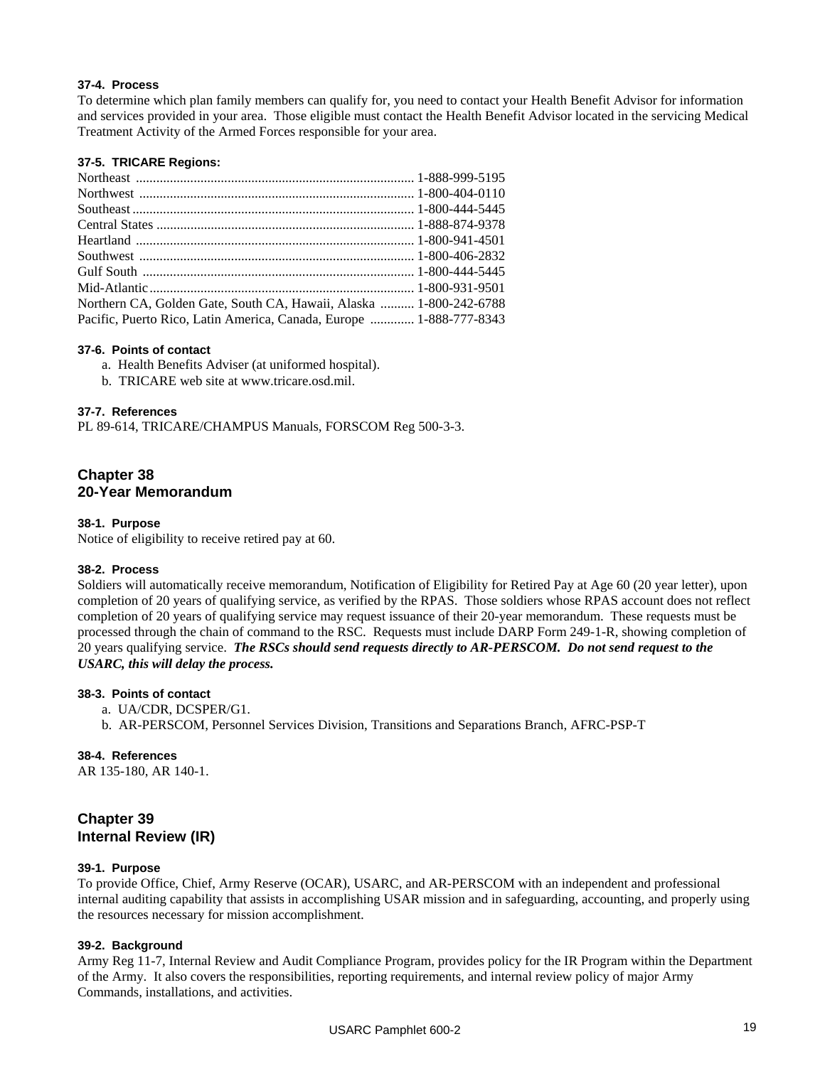#### 37-4. Process

To determine which plan family members can qualify for, you need to contact your Health Benefit Advisor for information and services provided in your area. Those eligible must contact the Health Benefit Advisor located in the servicing Medical Treatment Activity of the Armed Forces responsible for your area.

#### 37-5. TRICARE Regions:

Northeast ........................................................................... 1-888-999-5195
Northwest .......................................................................... 1-800-404-0110
Southeast ........................................................................... 1-800-444-5445
Central States ..................................................................... 1-888-874-9378
Heartland ........................................................................... 1-800-941-4501
Southwest .......................................................................... 1-800-406-2832
Gulf South .......................................................................... 1-800-444-5445
Mid-Atlantic ........................................................................ 1-800-931-9501
Northern CA, Golden Gate, South CA, Hawaii, Alaska .......... 1-800-242-6788
Pacific, Puerto Rico, Latin America, Canada, Europe ............ 1-888-777-8343

#### 37-6. Points of contact

a. Health Benefits Adviser (at uniformed hospital).
b. TRICARE web site at www.tricare.osd.mil.

#### 37-7. References

PL 89-614, TRICARE/CHAMPUS Manuals, FORSCOM Reg 500-3-3.

## Chapter 38
## 20-Year Memorandum

#### 38-1. Purpose

Notice of eligibility to receive retired pay at 60.

#### 38-2. Process

Soldiers will automatically receive memorandum, Notification of Eligibility for Retired Pay at Age 60 (20 year letter), upon completion of 20 years of qualifying service, as verified by the RPAS. Those soldiers whose RPAS account does not reflect completion of 20 years of qualifying service may request issuance of their 20-year memorandum. These requests must be processed through the chain of command to the RSC. Requests must include DARP Form 249-1-R, showing completion of 20 years qualifying service. ***The RSCs should send requests directly to AR-PERSCOM. Do not send request to the USARC, this will delay the process.***

#### 38-3. Points of contact

a. UA/CDR, DCSPER/G1.
b. AR-PERSCOM, Personnel Services Division, Transitions and Separations Branch, AFRC-PSP-T

#### 38-4. References

AR 135-180, AR 140-1.

## Chapter 39
## Internal Review (IR)

#### 39-1. Purpose

To provide Office, Chief, Army Reserve (OCAR), USARC, and AR-PERSCOM with an independent and professional internal auditing capability that assists in accomplishing USAR mission and in safeguarding, accounting, and properly using the resources necessary for mission accomplishment.

#### 39-2. Background

Army Reg 11-7, Internal Review and Audit Compliance Program, provides policy for the IR Program within the Department of the Army. It also covers the responsibilities, reporting requirements, and internal review policy of major Army Commands, installations, and activities.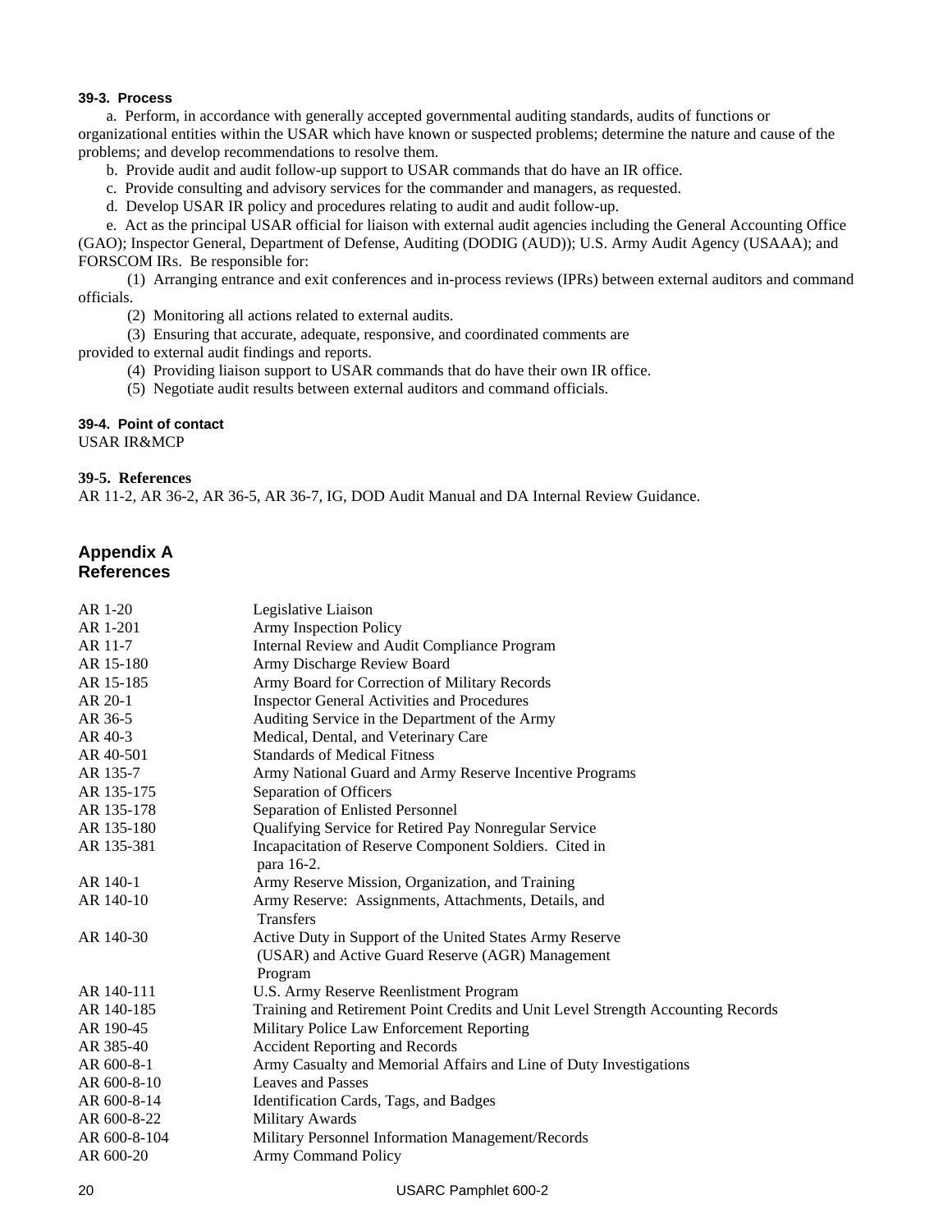**39-3. Process**

a. Perform, in accordance with generally accepted governmental auditing standards, audits of functions or organizational entities within the USAR which have known or suspected problems; determine the nature and cause of the problems; and develop recommendations to resolve them.

b. Provide audit and audit follow-up support to USAR commands that do have an IR office.

c. Provide consulting and advisory services for the commander and managers, as requested.

d. Develop USAR IR policy and procedures relating to audit and audit follow-up.

e. Act as the principal USAR official for liaison with external audit agencies including the General Accounting Office (GAO); Inspector General, Department of Defense, Auditing (DODIG (AUD)); U.S. Army Audit Agency (USAAA); and FORSCOM IRs. Be responsible for:

(1) Arranging entrance and exit conferences and in-process reviews (IPRs) between external auditors and command officials.

(2) Monitoring all actions related to external audits.

(3) Ensuring that accurate, adequate, responsive, and coordinated comments are provided to external audit findings and reports.

(4) Providing liaison support to USAR commands that do have their own IR office.

(5) Negotiate audit results between external auditors and command officials.

**39-4. Point of contact**

USAR IR&MCP

**39-5. References**

AR 11-2, AR 36-2, AR 36-5, AR 36-7, IG, DOD Audit Manual and DA Internal Review Guidance.

## Appendix A
## References

| | |
|---|---|
| AR 1-20 | Legislative Liaison |
| AR 1-201 | Army Inspection Policy |
| AR 11-7 | Internal Review and Audit Compliance Program |
| AR 15-180 | Army Discharge Review Board |
| AR 15-185 | Army Board for Correction of Military Records |
| AR 20-1 | Inspector General Activities and Procedures |
| AR 36-5 | Auditing Service in the Department of the Army |
| AR 40-3 | Medical, Dental, and Veterinary Care |
| AR 40-501 | Standards of Medical Fitness |
| AR 135-7 | Army National Guard and Army Reserve Incentive Programs |
| AR 135-175 | Separation of Officers |
| AR 135-178 | Separation of Enlisted Personnel |
| AR 135-180 | Qualifying Service for Retired Pay Nonregular Service |
| AR 135-381 | Incapacitation of Reserve Component Soldiers. Cited in para 16-2. |
| AR 140-1 | Army Reserve Mission, Organization, and Training |
| AR 140-10 | Army Reserve: Assignments, Attachments, Details, and Transfers |
| AR 140-30 | Active Duty in Support of the United States Army Reserve (USAR) and Active Guard Reserve (AGR) Management Program |
| AR 140-111 | U.S. Army Reserve Reenlistment Program |
| AR 140-185 | Training and Retirement Point Credits and Unit Level Strength Accounting Records |
| AR 190-45 | Military Police Law Enforcement Reporting |
| AR 385-40 | Accident Reporting and Records |
| AR 600-8-1 | Army Casualty and Memorial Affairs and Line of Duty Investigations |
| AR 600-8-10 | Leaves and Passes |
| AR 600-8-14 | Identification Cards, Tags, and Badges |
| AR 600-8-22 | Military Awards |
| AR 600-8-104 | Military Personnel Information Management/Records |
| AR 600-20 | Army Command Policy |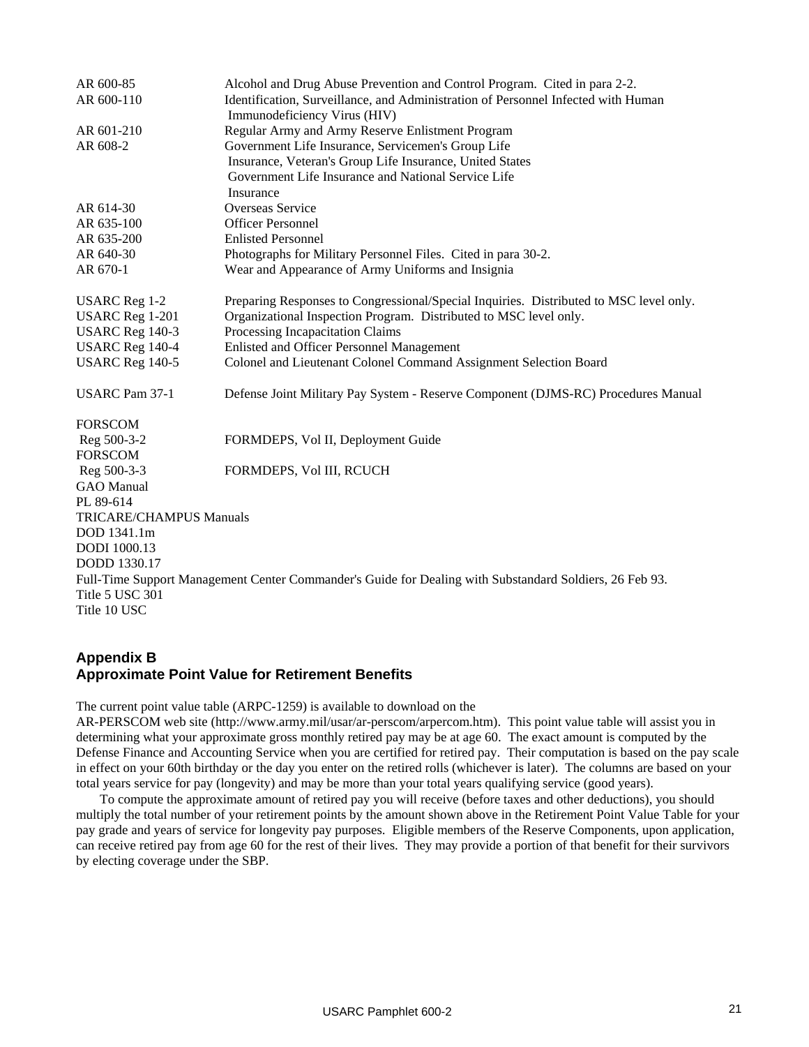| | |
|---|---|
| AR 600-85 | Alcohol and Drug Abuse Prevention and Control Program. Cited in para 2-2. |
| AR 600-110 | Identification, Surveillance, and Administration of Personnel Infected with Human Immunodeficiency Virus (HIV) |
| AR 601-210 | Regular Army and Army Reserve Enlistment Program |
| AR 608-2 | Government Life Insurance, Servicemen's Group Life Insurance, Veteran's Group Life Insurance, United States Government Life Insurance and National Service Life Insurance |
| AR 614-30 | Overseas Service |
| AR 635-100 | Officer Personnel |
| AR 635-200 | Enlisted Personnel |
| AR 640-30 | Photographs for Military Personnel Files. Cited in para 30-2. |
| AR 670-1 | Wear and Appearance of Army Uniforms and Insignia |
| | |
| USARC Reg 1-2 | Preparing Responses to Congressional/Special Inquiries. Distributed to MSC level only. |
| USARC Reg 1-201 | Organizational Inspection Program. Distributed to MSC level only. |
| USARC Reg 140-3 | Processing Incapacitation Claims |
| USARC Reg 140-4 | Enlisted and Officer Personnel Management |
| USARC Reg 140-5 | Colonel and Lieutenant Colonel Command Assignment Selection Board |
| | |
| USARC Pam 37-1 | Defense Joint Military Pay System - Reserve Component (DJMS-RC) Procedures Manual |
| | |
| FORSCOM Reg 500-3-2 | FORMDEPS, Vol II, Deployment Guide |
| FORSCOM Reg 500-3-3 | FORMDEPS, Vol III, RCUCH |

GAO Manual
PL 89-614
TRICARE/CHAMPUS Manuals
DOD 1341.1m
DODI 1000.13
DODD 1330.17
Full-Time Support Management Center Commander's Guide for Dealing with Substandard Soldiers, 26 Feb 93.
Title 5 USC 301
Title 10 USC

## Appendix B
## Approximate Point Value for Retirement Benefits

The current point value table (ARPC-1259) is available to download on the AR-PERSCOM web site (http://www.army.mil/usar/ar-perscom/arpercom.htm). This point value table will assist you in determining what your approximate gross monthly retired pay may be at age 60. The exact amount is computed by the Defense Finance and Accounting Service when you are certified for retired pay. Their computation is based on the pay scale in effect on your 60th birthday or the day you enter on the retired rolls (whichever is later). The columns are based on your total years service for pay (longevity) and may be more than your total years qualifying service (good years).

To compute the approximate amount of retired pay you will receive (before taxes and other deductions), you should multiply the total number of your retirement points by the amount shown above in the Retirement Point Value Table for your pay grade and years of service for longevity pay purposes. Eligible members of the Reserve Components, upon application, can receive retired pay from age 60 for the rest of their lives. They may provide a portion of that benefit for their survivors by electing coverage under the SBP.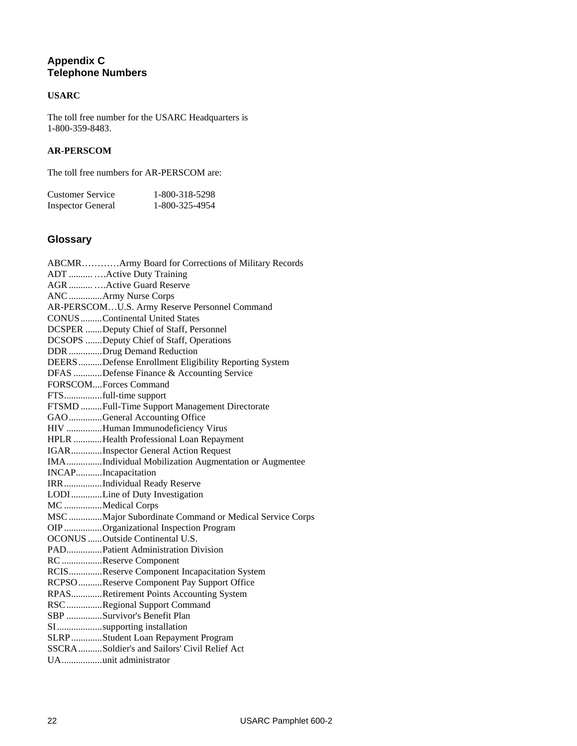## Appendix C
## Telephone Numbers

**USARC**

The toll free number for the USARC Headquarters is 1-800-359-8483.

**AR-PERSCOM**

The toll free numbers for AR-PERSCOM are:

| | |
|---|---|
| Customer Service | 1-800-318-5298 |
| Inspector General | 1-800-325-4954 |

## Glossary

ABCMR…………Army Board for Corrections of Military Records
ADT .......... ….Active Duty Training
AGR .......... ….Active Guard Reserve
ANC ..............Army Nurse Corps
AR-PERSCOM…U.S. Army Reserve Personnel Command
CONUS .........Continental United States
DCSPER .......Deputy Chief of Staff, Personnel
DCSOPS .......Deputy Chief of Staff, Operations
DDR ..............Drug Demand Reduction
DEERS ..........Defense Enrollment Eligibility Reporting System
DFAS ............Defense Finance & Accounting Service
FORSCOM....Forces Command
FTS................full-time support
FTSMD .........Full-Time Support Management Directorate
GAO ..............General Accounting Office
HIV ...............Human Immunodeficiency Virus
HPLR ............Health Professional Loan Repayment
IGAR.............Inspector General Action Request
IMA...............Individual Mobilization Augmentation or Augmentee
INCAP...........Incapacitation
IRR................Individual Ready Reserve
LODI .............Line of Duty Investigation
MC ................Medical Corps
MSC ..............Major Subordinate Command or Medical Service Corps
OIP ................Organizational Inspection Program
OCONUS ......Outside Continental U.S.
PAD...............Patient Administration Division
RC .................Reserve Component
RCIS..............Reserve Component Incapacitation System
RCPSO ..........Reserve Component Pay Support Office
RPAS.............Retirement Points Accounting System
RSC ...............Regional Support Command
SBP ...............Survivor's Benefit Plan
SI...................supporting installation
SLRP .............Student Loan Repayment Program
SSCRA ..........Soldier's and Sailors' Civil Relief Act
UA.................unit administrator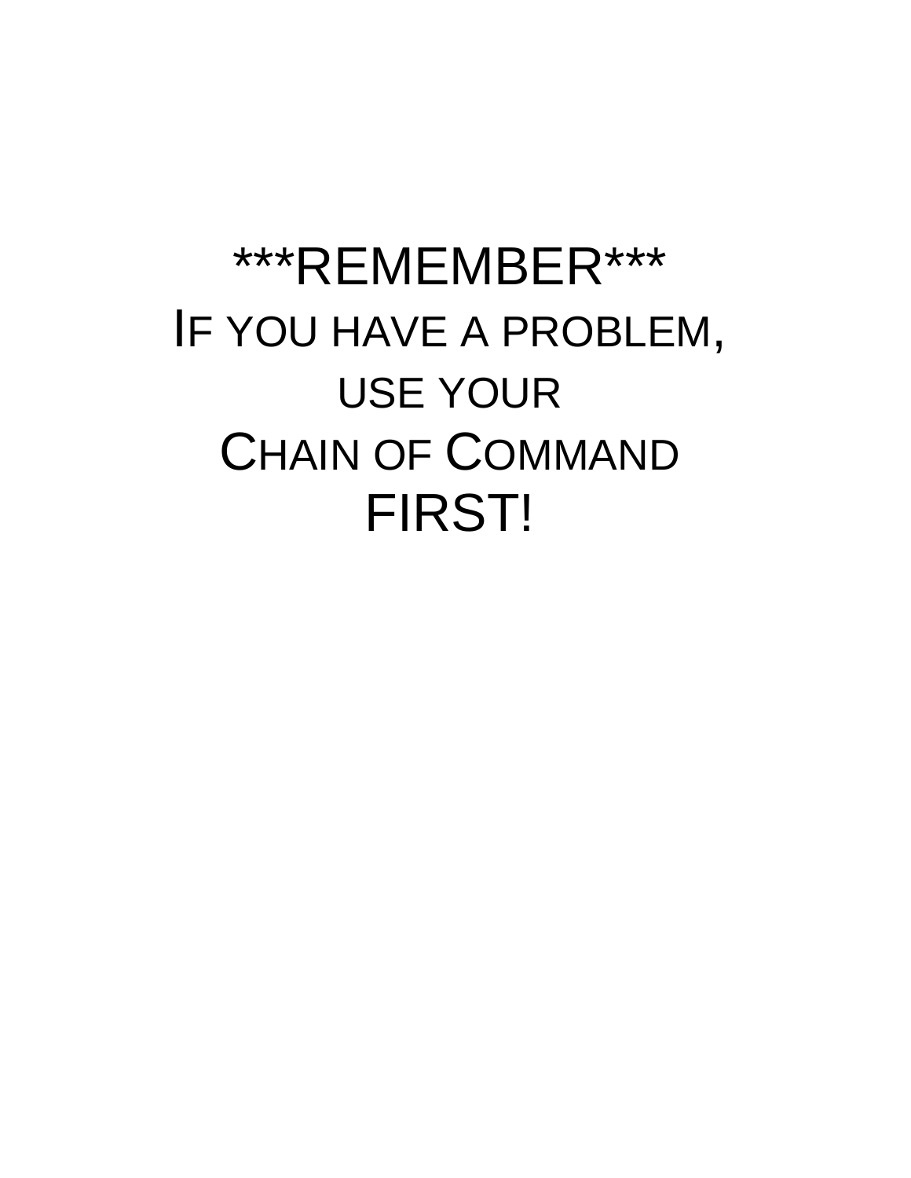***REMEMBER***

IF YOU HAVE A PROBLEM,

USE YOUR

CHAIN OF COMMAND

FIRST!